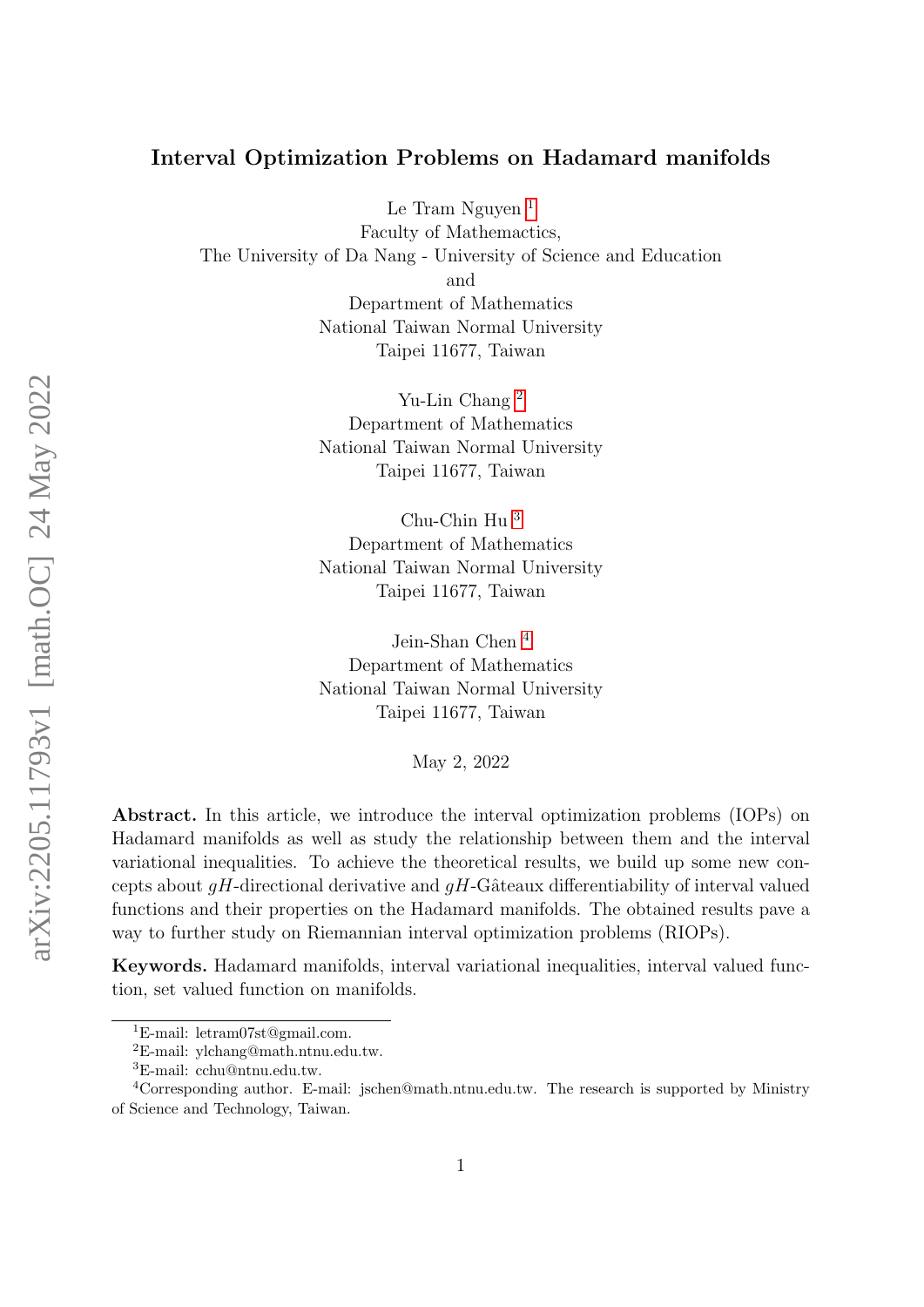# Interval Optimization Problems on Hadamard manifolds

Le Tram Nguyen [1]
Faculty of Mathemactics,
The University of Da Nang - University of Science and Education
and
Department of Mathematics
National Taiwan Normal University
Taipei 11677, Taiwan

Yu-Lin Chang [2]
Department of Mathematics
National Taiwan Normal University
Taipei 11677, Taiwan

Chu-Chin Hu [3]
Department of Mathematics
National Taiwan Normal University
Taipei 11677, Taiwan

Jein-Shan Chen [4]
Department of Mathematics
National Taiwan Normal University
Taipei 11677, Taiwan

May 2, 2022

**Abstract.** In this article, we introduce the interval optimization problems (IOPs) on Hadamard manifolds as well as study the relationship between them and the interval variational inequalities. To achieve the theoretical results, we build up some new concepts about $gH$-directional derivative and $gH$-Gâteaux differentiability of interval valued functions and their properties on the Hadamard manifolds. The obtained results pave a way to further study on Riemannian interval optimization problems (RIOPs).

**Keywords.** Hadamard manifolds, interval variational inequalities, interval valued function, set valued function on manifolds.

---

[1] E-mail: letram07st@gmail.com.

[2] E-mail: ylchang@math.ntnu.edu.tw.

[3] E-mail: cchu@ntnu.edu.tw.

[4] Corresponding author. E-mail: jschen@math.ntnu.edu.tw. The research is supported by Ministry of Science and Technology, Taiwan.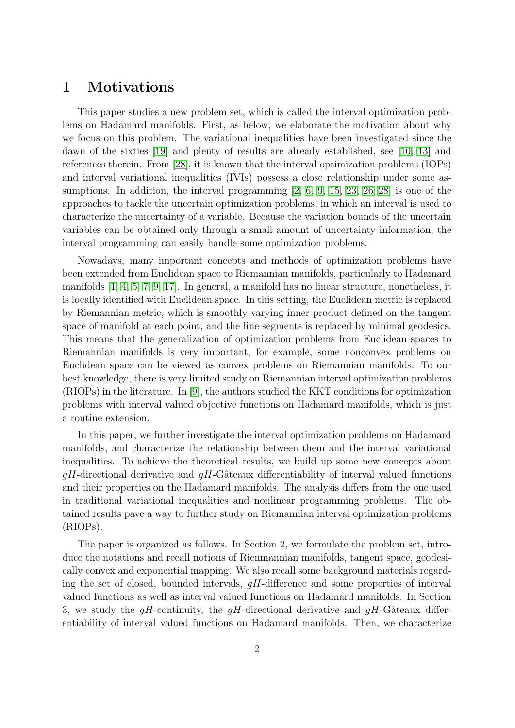# 1 Motivations

This paper studies a new problem set, which is called the interval optimization problems on Hadamard manifolds. First, as below, we elaborate the motivation about why we focus on this problem. The variational inequalities have been investigated since the dawn of the sixties [19] and plenty of results are already established, see [10, 13] and references therein. From [28], it is known that the interval optimization problems (IOPs) and interval variational inequalities (IVIs) possess a close relationship under some assumptions. In addition, the interval programming [2, 6, 9, 15, 23, 26–28] is one of the approaches to tackle the uncertain optimization problems, in which an interval is used to characterize the uncertainty of a variable. Because the variation bounds of the uncertain variables can be obtained only through a small amount of uncertainty information, the interval programming can easily handle some optimization problems.

Nowadays, many important concepts and methods of optimization problems have been extended from Euclidean space to Riemannian manifolds, particularly to Hadamard manifolds [1, 4, 5, 7–9, 17]. In general, a manifold has no linear structure, nonetheless, it is locally identified with Euclidean space. In this setting, the Euclidean metric is replaced by Riemannian metric, which is smoothly varying inner product defined on the tangent space of manifold at each point, and the line segments is replaced by minimal geodesics. This means that the generalization of optimization problems from Euclidean spaces to Riemannian manifolds is very important, for example, some nonconvex problems on Euclidean space can be viewed as convex problems on Riemannian manifolds. To our best knowledge, there is very limited study on Riemannian interval optimization problems (RIOPs) in the literature. In [9], the authors studied the KKT conditions for optimization problems with interval valued objective functions on Hadamard manifolds, which is just a routine extension.

In this paper, we further investigate the interval optimization problems on Hadamard manifolds, and characterize the relationship between them and the interval variational inequalities. To achieve the theoretical results, we build up some new concepts about $gH$-directional derivative and $gH$-Gâteaux differentiability of interval valued functions and their properties on the Hadamard manifolds. The analysis differs from the one used in traditional variational inequalities and nonlinear programming problems. The obtained results pave a way to further study on Riemannian interval optimization problems (RIOPs).

The paper is organized as follows. In Section 2, we formulate the problem set, introduce the notations and recall notions of Rienmannian manifolds, tangent space, geodesically convex and exponential mapping. We also recall some background materials regarding the set of closed, bounded intervals, $gH$-difference and some properties of interval valued functions as well as interval valued functions on Hadamard manifolds. In Section 3, we study the $gH$-continuity, the $gH$-directional derivative and $gH$-Gâteaux differentiability of interval valued functions on Hadamard manifolds. Then, we characterize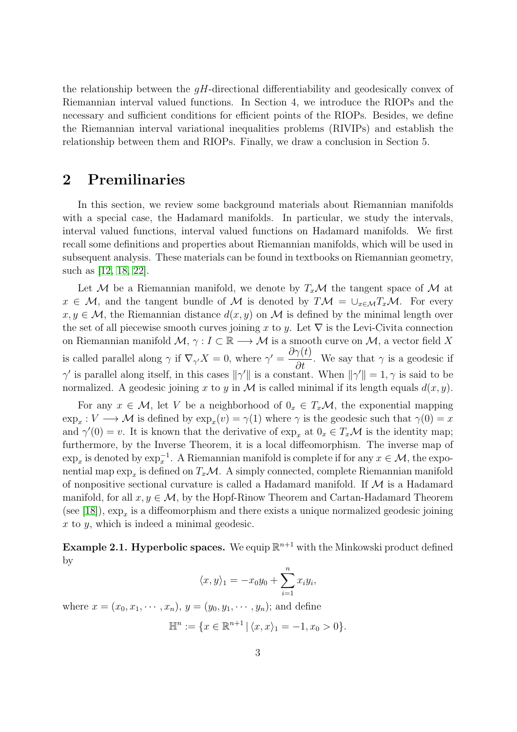the relationship between the $gH$-directional differentiability and geodesically convex of Riemannian interval valued functions. In Section 4, we introduce the RIOPs and the necessary and sufficient conditions for efficient points of the RIOPs. Besides, we define the Riemannian interval variational inequalities problems (RIVIPs) and establish the relationship between them and RIOPs. Finally, we draw a conclusion in Section 5.

## 2 Premilinaries

In this section, we review some background materials about Riemannian manifolds with a special case, the Hadamard manifolds. In particular, we study the intervals, interval valued functions, interval valued functions on Hadamard manifolds. We first recall some definitions and properties about Riemannian manifolds, which will be used in subsequent analysis. These materials can be found in textbooks on Riemannian geometry, such as [12, 18, 22].

Let $\mathcal{M}$ be a Riemannian manifold, we denote by $T_x\mathcal{M}$ the tangent space of $\mathcal{M}$ at $x \in \mathcal{M}$, and the tangent bundle of $\mathcal{M}$ is denoted by $T\mathcal{M} = \cup_{x\in\mathcal{M}} T_x\mathcal{M}$. For every $x, y \in \mathcal{M}$, the Riemannian distance $d(x, y)$ on $\mathcal{M}$ is defined by the minimal length over the set of all piecewise smooth curves joining $x$ to $y$. Let $\nabla$ is the Levi-Civita connection on Riemannian manifold $\mathcal{M}$, $\gamma : I \subset \mathbb{R} \longrightarrow \mathcal{M}$ is a smooth curve on $\mathcal{M}$, a vector field $X$ is called parallel along $\gamma$ if $\nabla_{\gamma'} X = 0$, where $\gamma' = \dfrac{\partial \gamma(t)}{\partial t}$. We say that $\gamma$ is a geodesic if $\gamma'$ is parallel along itself, in this cases $\|\gamma'\|$ is a constant. When $\|\gamma'\| = 1$, $\gamma$ is said to be normalized. A geodesic joining $x$ to $y$ in $\mathcal{M}$ is called minimal if its length equals $d(x, y)$.

For any $x \in \mathcal{M}$, let $V$ be a neighborhood of $0_x \in T_x\mathcal{M}$, the exponential mapping $\exp_x : V \longrightarrow \mathcal{M}$ is defined by $\exp_x(v) = \gamma(1)$ where $\gamma$ is the geodesic such that $\gamma(0) = x$ and $\gamma'(0) = v$. It is known that the derivative of $\exp_x$ at $0_x \in T_x\mathcal{M}$ is the identity map; furthermore, by the Inverse Theorem, it is a local diffeomorphism. The inverse map of $\exp_x$ is denoted by $\exp_x^{-1}$. A Riemannian manifold is complete if for any $x \in \mathcal{M}$, the exponential map $\exp_x$ is defined on $T_x\mathcal{M}$. A simply connected, complete Riemannian manifold of nonpositive sectional curvature is called a Hadamard manifold. If $\mathcal{M}$ is a Hadamard manifold, for all $x, y \in \mathcal{M}$, by the Hopf-Rinow Theorem and Cartan-Hadamard Theorem (see [18]), $\exp_x$ is a diffeomorphism and there exists a unique normalized geodesic joining $x$ to $y$, which is indeed a minimal geodesic.

**Example 2.1. Hyperbolic spaces.** We equip $\mathbb{R}^{n+1}$ with the Minkowski product defined by

$$\langle x, y \rangle_1 = -x_0 y_0 + \sum_{i=1}^{n} x_i y_i,$$

where $x = (x_0, x_1, \cdots, x_n)$, $y = (y_0, y_1, \cdots, y_n)$; and define

$$\mathbb{H}^n := \{x \in \mathbb{R}^{n+1} \,|\, \langle x, x \rangle_1 = -1, x_0 > 0\}.$$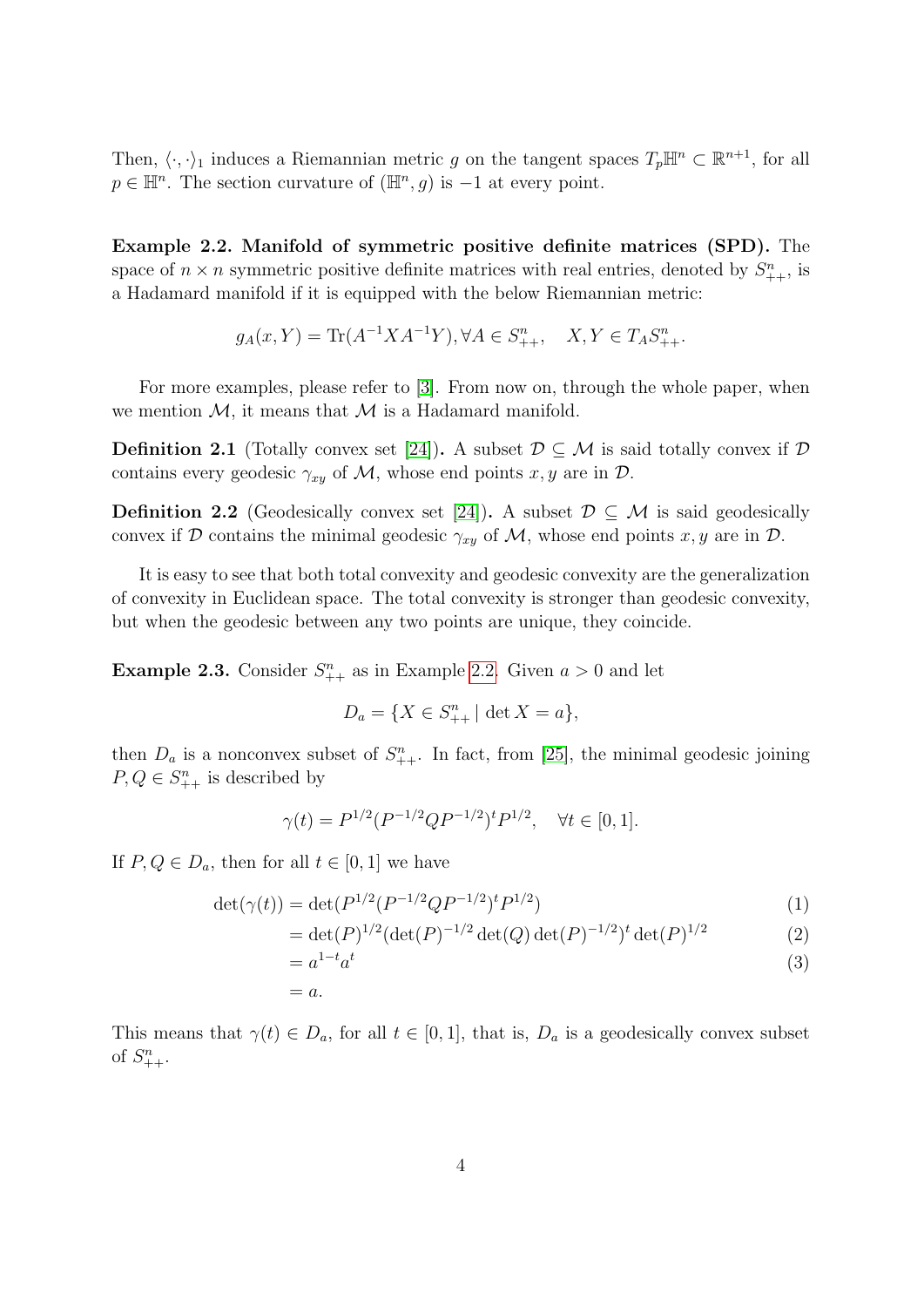Then, $\langle \cdot, \cdot \rangle_1$ induces a Riemannian metric $g$ on the tangent spaces $T_p\mathbb{H}^n \subset \mathbb{R}^{n+1}$, for all $p \in \mathbb{H}^n$. The section curvature of $(\mathbb{H}^n, g)$ is $-1$ at every point.

**Example 2.2. Manifold of symmetric positive definite matrices (SPD).** The space of $n \times n$ symmetric positive definite matrices with real entries, denoted by $S^n_{++}$, is a Hadamard manifold if it is equipped with the below Riemannian metric:

$$g_A(x, Y) = \mathrm{Tr}(A^{-1}XA^{-1}Y), \forall A \in S^n_{++}, \quad X, Y \in T_A S^n_{++}.$$

For more examples, please refer to [3]. From now on, through the whole paper, when we mention $\mathcal{M}$, it means that $\mathcal{M}$ is a Hadamard manifold.

**Definition 2.1** (Totally convex set [24])**.** A subset $\mathcal{D} \subseteq \mathcal{M}$ is said totally convex if $\mathcal{D}$ contains every geodesic $\gamma_{xy}$ of $\mathcal{M}$, whose end points $x, y$ are in $\mathcal{D}$.

**Definition 2.2** (Geodesically convex set [24])**.** A subset $\mathcal{D} \subseteq \mathcal{M}$ is said geodesically convex if $\mathcal{D}$ contains the minimal geodesic $\gamma_{xy}$ of $\mathcal{M}$, whose end points $x, y$ are in $\mathcal{D}$.

It is easy to see that both total convexity and geodesic convexity are the generalization of convexity in Euclidean space. The total convexity is stronger than geodesic convexity, but when the geodesic between any two points are unique, they coincide.

**Example 2.3.** Consider $S^n_{++}$ as in Example 2.2. Given $a > 0$ and let

$$D_a = \{X \in S^n_{++} \mid \det X = a\},$$

then $D_a$ is a nonconvex subset of $S^n_{++}$. In fact, from [25], the minimal geodesic joining $P, Q \in S^n_{++}$ is described by

$$\gamma(t) = P^{1/2}(P^{-1/2}QP^{-1/2})^t P^{1/2}, \quad \forall t \in [0, 1].$$

If $P, Q \in D_a$, then for all $t \in [0, 1]$ we have

$$
\begin{aligned}
\det(\gamma(t)) &= \det(P^{1/2}(P^{-1/2}QP^{-1/2})^t P^{1/2}) && (1)\\
&= \det(P)^{1/2}(\det(P)^{-1/2}\det(Q)\det(P)^{-1/2})^t \det(P)^{1/2} && (2)\\
&= a^{1-t}a^t && (3)\\
&= a.
\end{aligned}
$$

This means that $\gamma(t) \in D_a$, for all $t \in [0, 1]$, that is, $D_a$ is a geodesically convex subset of $S^n_{++}$.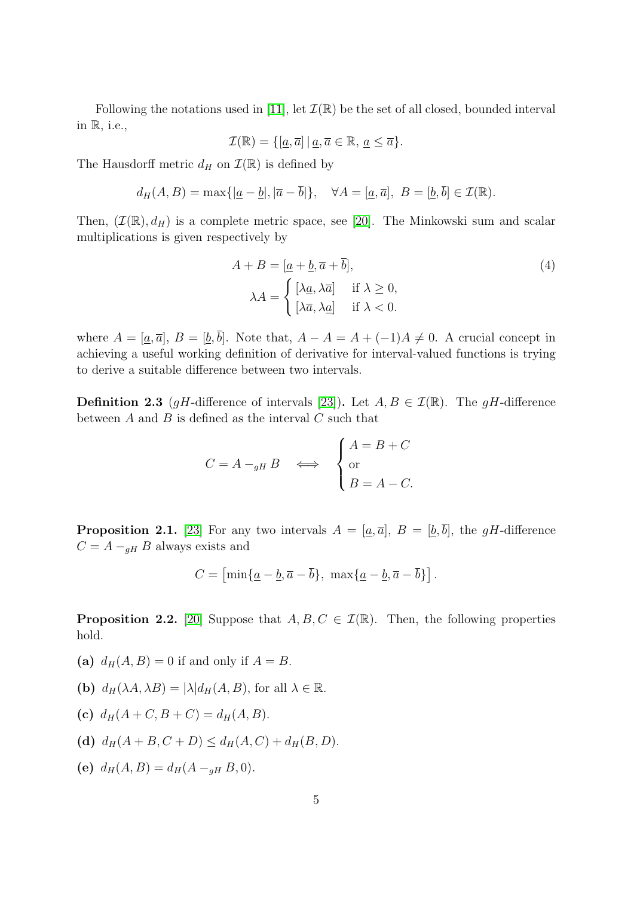Following the notations used in [11], let $\mathcal{I}(\mathbb{R})$ be the set of all closed, bounded interval in $\mathbb{R}$, i.e.,

$$\mathcal{I}(\mathbb{R}) = \{[\underline{a}, \overline{a}] \mid \underline{a}, \overline{a} \in \mathbb{R},\ \underline{a} \leq \overline{a}\}.$$

The Hausdorff metric $d_H$ on $\mathcal{I}(\mathbb{R})$ is defined by

$$d_H(A, B) = \max\{|\underline{a} - \underline{b}|, |\overline{a} - \overline{b}|\}, \quad \forall A = [\underline{a}, \overline{a}],\ B = [\underline{b}, \overline{b}] \in \mathcal{I}(\mathbb{R}).$$

Then, $(\mathcal{I}(\mathbb{R}), d_H)$ is a complete metric space, see [20]. The Minkowski sum and scalar multiplications is given respectively by

$$A + B = [\underline{a} + \underline{b}, \overline{a} + \overline{b}], \tag{4}$$

$$\lambda A = \begin{cases} [\lambda \underline{a}, \lambda \overline{a}] & \text{if } \lambda \geq 0, \\ [\lambda \overline{a}, \lambda \underline{a}] & \text{if } \lambda < 0. \end{cases}$$

where $A = [\underline{a}, \overline{a}]$, $B = [\underline{b}, \overline{b}]$. Note that, $A - A = A + (-1)A \neq 0$. A crucial concept in achieving a useful working definition of derivative for interval-valued functions is trying to derive a suitable difference between two intervals.

**Definition 2.3** ($gH$-difference of intervals [23])**.** Let $A, B \in \mathcal{I}(\mathbb{R})$. The $gH$-difference between $A$ and $B$ is defined as the interval $C$ such that

$$C = A -_{gH} B \quad \Longleftrightarrow \quad \begin{cases} A = B + C \\ \text{or} \\ B = A - C. \end{cases}$$

**Proposition 2.1.** [23] For any two intervals $A = [\underline{a}, \overline{a}]$, $B = [\underline{b}, \overline{b}]$, the $gH$-difference $C = A -_{gH} B$ always exists and

$$C = \left[\min\{\underline{a} - \underline{b}, \overline{a} - \overline{b}\},\ \max\{\underline{a} - \underline{b}, \overline{a} - \overline{b}\}\right].$$

**Proposition 2.2.** [20] Suppose that $A, B, C \in \mathcal{I}(\mathbb{R})$. Then, the following properties hold.

**(a)** $d_H(A, B) = 0$ if and only if $A = B$.

**(b)** $d_H(\lambda A, \lambda B) = |\lambda| d_H(A, B)$, for all $\lambda \in \mathbb{R}$.

**(c)** $d_H(A + C, B + C) = d_H(A, B)$.

**(d)** $d_H(A + B, C + D) \leq d_H(A, C) + d_H(B, D)$.

**(e)** $d_H(A, B) = d_H(A -_{gH} B, 0)$.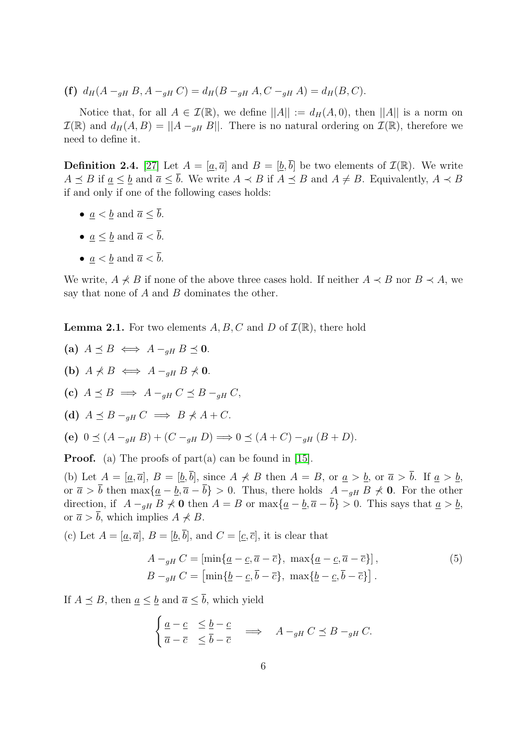**(f)** $d_H(A -_{gH} B, A -_{gH} C) = d_H(B -_{gH} A, C -_{gH} A) = d_H(B, C)$.

Notice that, for all $A \in \mathcal{I}(\mathbb{R})$, we define $||A|| := d_H(A, 0)$, then $||A||$ is a norm on $\mathcal{I}(\mathbb{R})$ and $d_H(A, B) = ||A -_{gH} B||$. There is no natural ordering on $\mathcal{I}(\mathbb{R})$, therefore we need to define it.

**Definition 2.4.** [27] Let $A = [\underline{a}, \overline{a}]$ and $B = [\underline{b}, \overline{b}]$ be two elements of $\mathcal{I}(\mathbb{R})$. We write $A \preceq B$ if $\underline{a} \leq \underline{b}$ and $\overline{a} \leq \overline{b}$. We write $A \prec B$ if $A \preceq B$ and $A \neq B$. Equivalently, $A \prec B$ if and only if one of the following cases holds:

- $\underline{a} < \underline{b}$ and $\overline{a} \leq \overline{b}$.
- $\underline{a} \leq \underline{b}$ and $\overline{a} < \overline{b}$.
- $\underline{a} < \underline{b}$ and $\overline{a} < \overline{b}$.

We write, $A \not\prec B$ if none of the above three cases hold. If neither $A \prec B$ nor $B \prec A$, we say that none of $A$ and $B$ dominates the other.

**Lemma 2.1.** For two elements $A, B, C$ and $D$ of $\mathcal{I}(\mathbb{R})$, there hold

**(a)** $A \preceq B \iff A -_{gH} B \preceq \mathbf{0}$.

**(b)** $A \not\prec B \iff A -_{gH} B \not\prec \mathbf{0}$.

**(c)** $A \preceq B \implies A -_{gH} C \preceq B -_{gH} C$,

**(d)** $A \preceq B -_{gH} C \implies B \not\prec A + C$.

**(e)** $0 \preceq (A -_{gH} B) + (C -_{gH} D) \Longrightarrow 0 \preceq (A + C) -_{gH} (B + D)$.

**Proof.** (a) The proofs of part(a) can be found in [15].

(b) Let $A = [\underline{a}, \overline{a}]$, $B = [\underline{b}, \overline{b}]$, since $A \not\prec B$ then $A = B$, or $\underline{a} > \underline{b}$, or $\overline{a} > \overline{b}$. If $\underline{a} > \underline{b}$, or $\overline{a} > \overline{b}$ then $\max\{\underline{a} - \underline{b}, \overline{a} - \overline{b}\} > 0$. Thus, there holds $A -_{gH} B \not\prec \mathbf{0}$. For the other direction, if $A -_{gH} B \not\prec \mathbf{0}$ then $A = B$ or $\max\{\underline{a} - \underline{b}, \overline{a} - \overline{b}\} > 0$. This says that $\underline{a} > \underline{b}$, or $\overline{a} > \overline{b}$, which implies $A \not\prec B$.

(c) Let $A = [\underline{a}, \overline{a}]$, $B = [\underline{b}, \overline{b}]$, and $C = [\underline{c}, \overline{c}]$, it is clear that

$$
\begin{aligned}
A -_{gH} C &= [\min\{\underline{a} - \underline{c}, \overline{a} - \overline{c}\},\ \max\{\underline{a} - \underline{c}, \overline{a} - \overline{c}\}], \\
B -_{gH} C &= [\min\{\underline{b} - \underline{c}, \overline{b} - \overline{c}\},\ \max\{\underline{b} - \underline{c}, \overline{b} - \overline{c}\}].
\end{aligned}
\tag{5}
$$

If $A \preceq B$, then $\underline{a} \leq \underline{b}$ and $\overline{a} \leq \overline{b}$, which yield

$$
\begin{cases}
\underline{a} - \underline{c} & \leq \underline{b} - \underline{c} \\
\overline{a} - \overline{c} & \leq \overline{b} - \overline{c}
\end{cases}
\implies \quad A -_{gH} C \preceq B -_{gH} C.
$$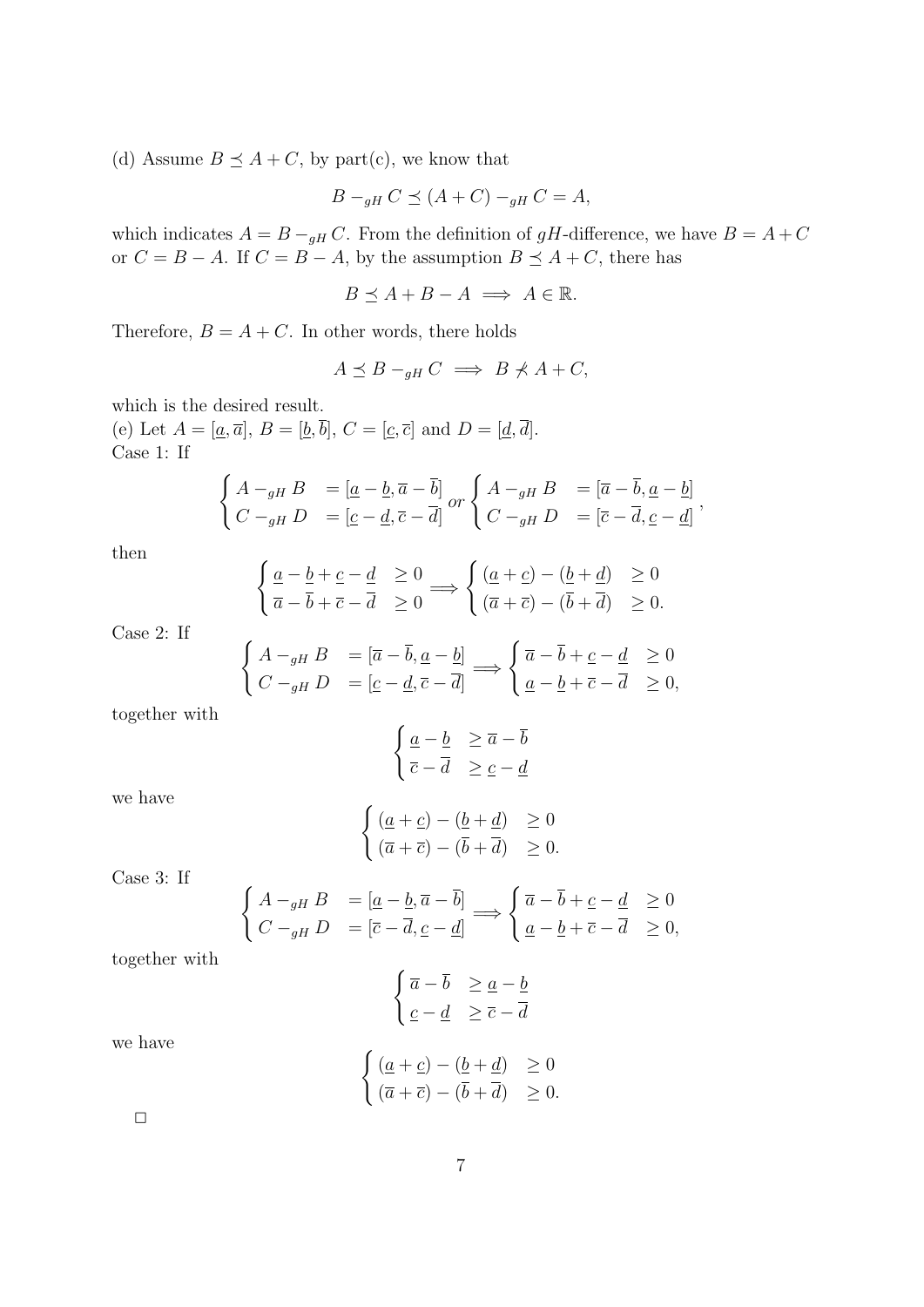(d) Assume $B \preceq A + C$, by part(c), we know that

$$B -_{gH} C \preceq (A + C) -_{gH} C = A,$$

which indicates $A = B -_{gH} C$. From the definition of $gH$-difference, we have $B = A + C$ or $C = B - A$. If $C = B - A$, by the assumption $B \preceq A + C$, there has

$$B \preceq A + B - A \implies A \in \mathbb{R}.$$

Therefore, $B = A + C$. In other words, there holds

$$A \preceq B -_{gH} C \implies B \not\prec A + C,$$

which is the desired result.

(e) Let $A = [\underline{a}, \overline{a}]$, $B = [\underline{b}, \overline{b}]$, $C = [\underline{c}, \overline{c}]$ and $D = [\underline{d}, \overline{d}]$.

Case 1: If

$$\begin{cases} A -_{gH} B &= [\underline{a} - \underline{b}, \overline{a} - \overline{b}] \\ C -_{gH} D &= [\underline{c} - \underline{d}, \overline{c} - \overline{d}] \end{cases} or \begin{cases} A -_{gH} B &= [\overline{a} - \overline{b}, \underline{a} - \underline{b}] \\ C -_{gH} D &= [\overline{c} - \overline{d}, \underline{c} - \underline{d}] \end{cases},$$

then

$$\begin{cases} \underline{a} - \underline{b} + \underline{c} - \underline{d} &\geq 0 \\ \overline{a} - \overline{b} + \overline{c} - \overline{d} &\geq 0 \end{cases} \implies \begin{cases} (\underline{a} + \underline{c}) - (\underline{b} + \underline{d}) &\geq 0 \\ (\overline{a} + \overline{c}) - (\overline{b} + \overline{d}) &\geq 0. \end{cases}$$

Case 2: If

$$\begin{cases} A -_{gH} B &= [\overline{a} - \overline{b}, \underline{a} - \underline{b}] \\ C -_{gH} D &= [\underline{c} - \underline{d}, \overline{c} - \overline{d}] \end{cases} \implies \begin{cases} \overline{a} - \overline{b} + \underline{c} - \underline{d} &\geq 0 \\ \underline{a} - \underline{b} + \overline{c} - \overline{d} &\geq 0, \end{cases}$$

together with

$$\begin{cases} \underline{a} - \underline{b} &\geq \overline{a} - \overline{b} \\ \overline{c} - \overline{d} &\geq \underline{c} - \underline{d} \end{cases}$$

we have

$$\begin{cases} (\underline{a} + \underline{c}) - (\underline{b} + \underline{d}) &\geq 0 \\ (\overline{a} + \overline{c}) - (\overline{b} + \overline{d}) &\geq 0. \end{cases}$$

Case 3: If

$$\begin{cases} A -_{gH} B &= [\underline{a} - \underline{b}, \overline{a} - \overline{b}] \\ C -_{gH} D &= [\overline{c} - \overline{d}, \underline{c} - \underline{d}] \end{cases} \implies \begin{cases} \overline{a} - \overline{b} + \underline{c} - \underline{d} &\geq 0 \\ \underline{a} - \underline{b} + \overline{c} - \overline{d} &\geq 0, \end{cases}$$

together with

$$\begin{cases} \overline{a} - \overline{b} &\geq \underline{a} - \underline{b} \\ \underline{c} - \underline{d} &\geq \overline{c} - \overline{d} \end{cases}$$

we have

$$\begin{cases} (\underline{a} + \underline{c}) - (\underline{b} + \underline{d}) &\geq 0 \\ (\overline{a} + \overline{c}) - (\overline{b} + \overline{d}) &\geq 0. \end{cases}$$

□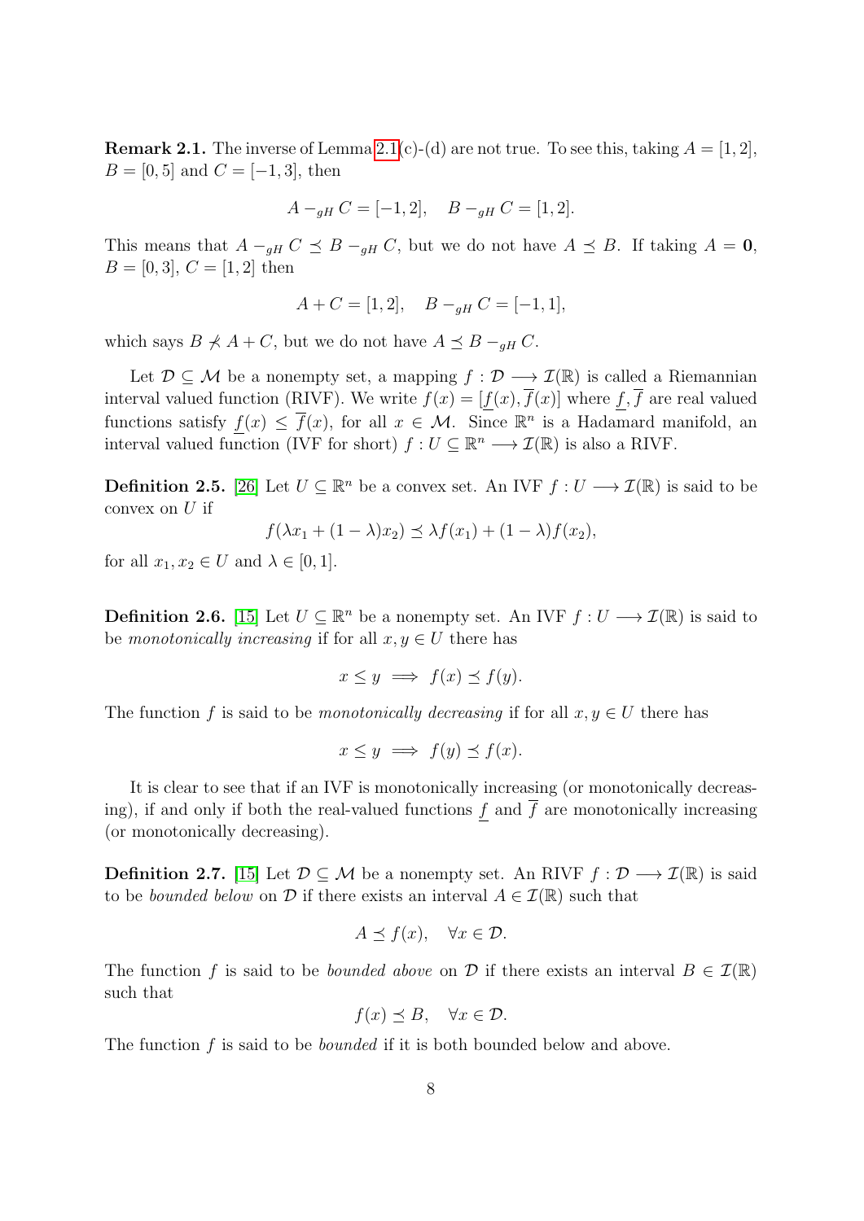**Remark 2.1.** The inverse of Lemma 2.1(c)-(d) are not true. To see this, taking $A = [1, 2]$, $B = [0, 5]$ and $C = [-1, 3]$, then

$$A -_{gH} C = [-1, 2], \quad B -_{gH} C = [1, 2].$$

This means that $A -_{gH} C \preceq B -_{gH} C$, but we do not have $A \preceq B$. If taking $A = \mathbf{0}$, $B = [0, 3]$, $C = [1, 2]$ then

$$A + C = [1, 2], \quad B -_{gH} C = [-1, 1],$$

which says $B \not\preceq A + C$, but we do not have $A \preceq B -_{gH} C$.

Let $\mathcal{D} \subseteq \mathcal{M}$ be a nonempty set, a mapping $f : \mathcal{D} \longrightarrow \mathcal{I}(\mathbb{R})$ is called a Riemannian interval valued function (RIVF). We write $f(x) = [\underline{f}(x), \overline{f}(x)]$ where $\underline{f}, \overline{f}$ are real valued functions satisfy $\underline{f}(x) \leq \overline{f}(x)$, for all $x \in \mathcal{M}$. Since $\mathbb{R}^n$ is a Hadamard manifold, an interval valued function (IVF for short) $f : U \subseteq \mathbb{R}^n \longrightarrow \mathcal{I}(\mathbb{R})$ is also a RIVF.

**Definition 2.5.** [26] Let $U \subseteq \mathbb{R}^n$ be a convex set. An IVF $f : U \longrightarrow \mathcal{I}(\mathbb{R})$ is said to be convex on $U$ if

$$f(\lambda x_1 + (1 - \lambda)x_2) \preceq \lambda f(x_1) + (1 - \lambda)f(x_2),$$

for all $x_1, x_2 \in U$ and $\lambda \in [0, 1]$.

**Definition 2.6.** [15] Let $U \subseteq \mathbb{R}^n$ be a nonempty set. An IVF $f : U \longrightarrow \mathcal{I}(\mathbb{R})$ is said to be *monotonically increasing* if for all $x, y \in U$ there has

$$x \leq y \implies f(x) \preceq f(y).$$

The function $f$ is said to be *monotonically decreasing* if for all $x, y \in U$ there has

$$x \leq y \implies f(y) \preceq f(x).$$

It is clear to see that if an IVF is monotonically increasing (or monotonically decreasing), if and only if both the real-valued functions $\underline{f}$ and $\overline{f}$ are monotonically increasing (or monotonically decreasing).

**Definition 2.7.** [15] Let $\mathcal{D} \subseteq \mathcal{M}$ be a nonempty set. An RIVF $f : \mathcal{D} \longrightarrow \mathcal{I}(\mathbb{R})$ is said to be *bounded below* on $\mathcal{D}$ if there exists an interval $A \in \mathcal{I}(\mathbb{R})$ such that

$$A \preceq f(x), \quad \forall x \in \mathcal{D}.$$

The function $f$ is said to be *bounded above* on $\mathcal{D}$ if there exists an interval $B \in \mathcal{I}(\mathbb{R})$ such that

$$f(x) \preceq B, \quad \forall x \in \mathcal{D}.$$

The function $f$ is said to be *bounded* if it is both bounded below and above.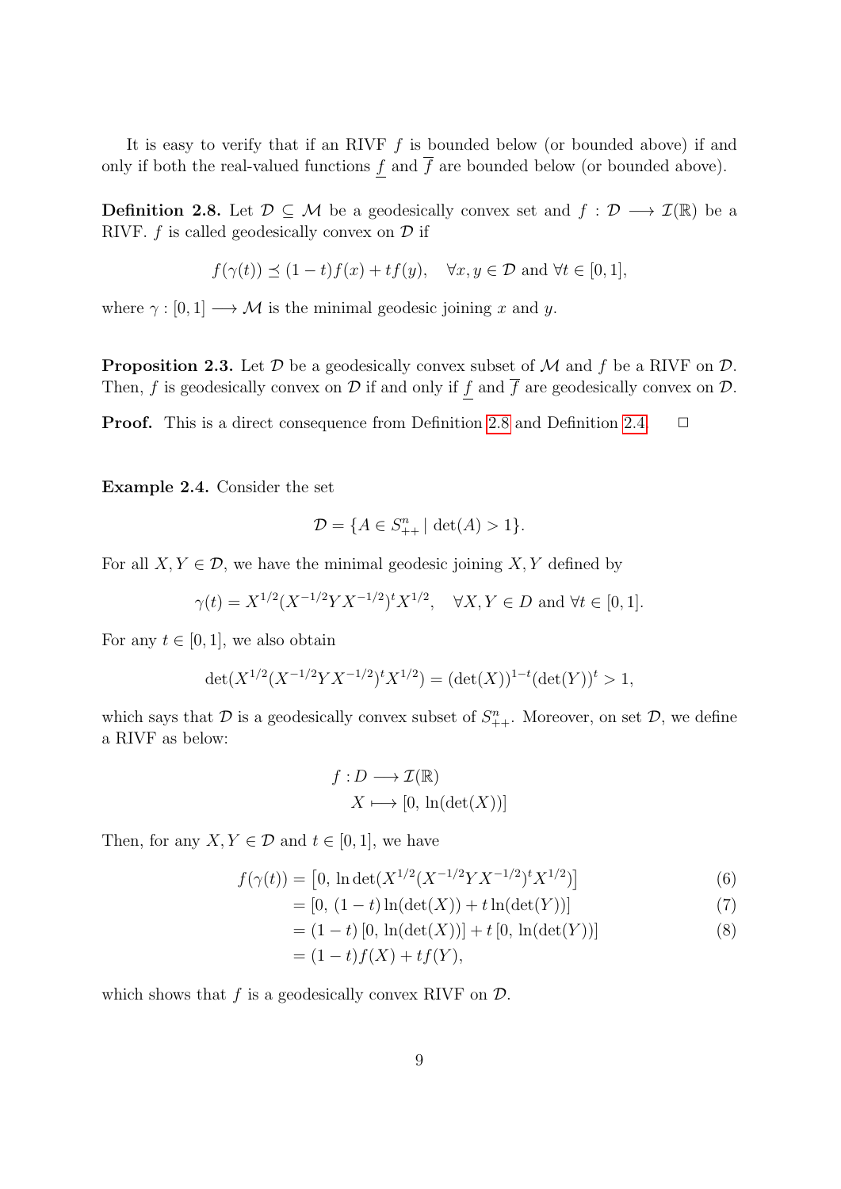It is easy to verify that if an RIVF $f$ is bounded below (or bounded above) if and only if both the real-valued functions $\underline{f}$ and $\overline{f}$ are bounded below (or bounded above).

**Definition 2.8.** Let $\mathcal{D} \subseteq \mathcal{M}$ be a geodesically convex set and $f : \mathcal{D} \longrightarrow \mathcal{I}(\mathbb{R})$ be a RIVF. $f$ is called geodesically convex on $\mathcal{D}$ if

$$f(\gamma(t)) \preceq (1-t)f(x) + tf(y), \quad \forall x, y \in \mathcal{D} \text{ and } \forall t \in [0,1],$$

where $\gamma : [0,1] \longrightarrow \mathcal{M}$ is the minimal geodesic joining $x$ and $y$.

**Proposition 2.3.** Let $\mathcal{D}$ be a geodesically convex subset of $\mathcal{M}$ and $f$ be a RIVF on $\mathcal{D}$. Then, $f$ is geodesically convex on $\mathcal{D}$ if and only if $\underline{f}$ and $\overline{f}$ are geodesically convex on $\mathcal{D}$.

**Proof.** This is a direct consequence from Definition 2.8 and Definition 2.4. $\square$

**Example 2.4.** Consider the set

$$\mathcal{D} = \{A \in S^n_{++} \mid \det(A) > 1\}.$$

For all $X, Y \in \mathcal{D}$, we have the minimal geodesic joining $X, Y$ defined by

$$\gamma(t) = X^{1/2}(X^{-1/2}YX^{-1/2})^t X^{1/2}, \quad \forall X, Y \in D \text{ and } \forall t \in [0,1].$$

For any $t \in [0,1]$, we also obtain

$$\det(X^{1/2}(X^{-1/2}YX^{-1/2})^t X^{1/2}) = (\det(X))^{1-t}(\det(Y))^t > 1,$$

which says that $\mathcal{D}$ is a geodesically convex subset of $S^n_{++}$. Moreover, on set $\mathcal{D}$, we define a RIVF as below:

$$\begin{aligned} f : D &\longrightarrow \mathcal{I}(\mathbb{R}) \\ X &\longmapsto [0,\, \ln(\det(X))] \end{aligned}$$

Then, for any $X, Y \in \mathcal{D}$ and $t \in [0,1]$, we have

$$\begin{aligned} f(\gamma(t)) &= \left[0,\, \ln\det(X^{1/2}(X^{-1/2}YX^{-1/2})^t X^{1/2})\right] &(6)\\ &= [0,\, (1-t)\ln(\det(X)) + t\ln(\det(Y))] &(7)\\ &= (1-t)\,[0,\, \ln(\det(X))] + t\,[0,\, \ln(\det(Y))] &(8)\\ &= (1-t)f(X) + tf(Y), \end{aligned}$$

which shows that $f$ is a geodesically convex RIVF on $\mathcal{D}$.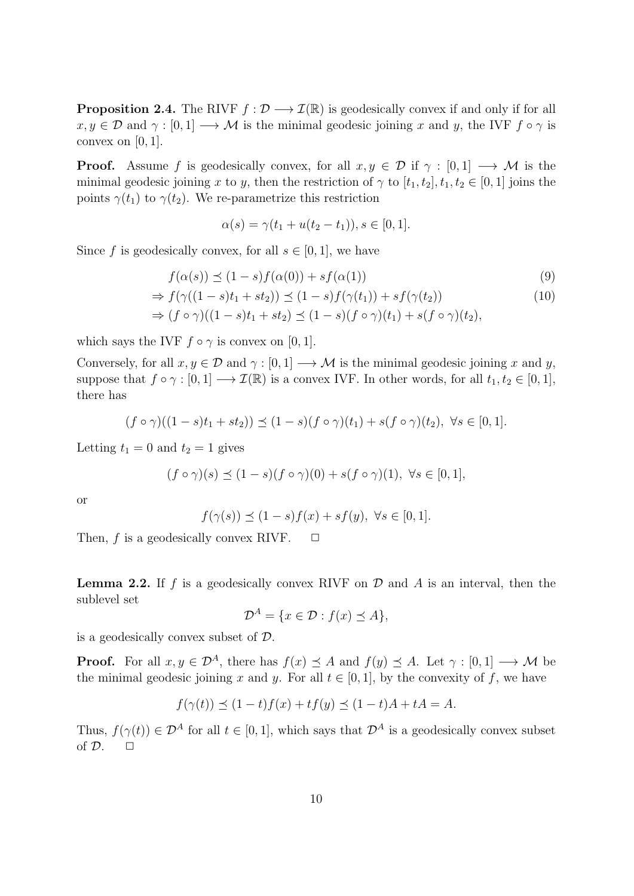**Proposition 2.4.** The RIVF $f : \mathcal{D} \longrightarrow \mathcal{I}(\mathbb{R})$ is geodesically convex if and only if for all $x, y \in \mathcal{D}$ and $\gamma : [0, 1] \longrightarrow \mathcal{M}$ is the minimal geodesic joining $x$ and $y$, the IVF $f \circ \gamma$ is convex on $[0, 1]$.

**Proof.** Assume $f$ is geodesically convex, for all $x, y \in \mathcal{D}$ if $\gamma : [0, 1] \longrightarrow \mathcal{M}$ is the minimal geodesic joining $x$ to $y$, then the restriction of $\gamma$ to $[t_1, t_2], t_1, t_2 \in [0, 1]$ joins the points $\gamma(t_1)$ to $\gamma(t_2)$. We re-parametrize this restriction

$$\alpha(s) = \gamma(t_1 + u(t_2 - t_1)), s \in [0, 1].$$

Since $f$ is geodesically convex, for all $s \in [0, 1]$, we have

$$f(\alpha(s)) \preceq (1 - s)f(\alpha(0)) + sf(\alpha(1)) \tag{9}$$

$$\Rightarrow f(\gamma((1 - s)t_1 + st_2)) \preceq (1 - s)f(\gamma(t_1)) + sf(\gamma(t_2)) \tag{10}$$

$$\Rightarrow (f \circ \gamma)((1 - s)t_1 + st_2) \preceq (1 - s)(f \circ \gamma)(t_1) + s(f \circ \gamma)(t_2),$$

which says the IVF $f \circ \gamma$ is convex on $[0, 1]$.

Conversely, for all $x, y \in \mathcal{D}$ and $\gamma : [0, 1] \longrightarrow \mathcal{M}$ is the minimal geodesic joining $x$ and $y$, suppose that $f \circ \gamma : [0, 1] \longrightarrow \mathcal{I}(\mathbb{R})$ is a convex IVF. In other words, for all $t_1, t_2 \in [0, 1]$, there has

$$(f \circ \gamma)((1 - s)t_1 + st_2)) \preceq (1 - s)(f \circ \gamma)(t_1) + s(f \circ \gamma)(t_2), \ \forall s \in [0, 1].$$

Letting $t_1 = 0$ and $t_2 = 1$ gives

$$(f \circ \gamma)(s) \preceq (1 - s)(f \circ \gamma)(0) + s(f \circ \gamma)(1), \ \forall s \in [0, 1],$$

or

$$f(\gamma(s)) \preceq (1 - s)f(x) + sf(y), \ \forall s \in [0, 1].$$

Then, $f$ is a geodesically convex RIVF. $\square$

**Lemma 2.2.** If $f$ is a geodesically convex RIVF on $\mathcal{D}$ and $A$ is an interval, then the sublevel set

$$\mathcal{D}^A = \{x \in \mathcal{D} : f(x) \preceq A\},$$

is a geodesically convex subset of $\mathcal{D}$.

**Proof.** For all $x, y \in \mathcal{D}^A$, there has $f(x) \preceq A$ and $f(y) \preceq A$. Let $\gamma : [0, 1] \longrightarrow \mathcal{M}$ be the minimal geodesic joining $x$ and $y$. For all $t \in [0, 1]$, by the convexity of $f$, we have

$$f(\gamma(t)) \preceq (1 - t)f(x) + tf(y) \preceq (1 - t)A + tA = A.$$

Thus, $f(\gamma(t)) \in \mathcal{D}^A$ for all $t \in [0, 1]$, which says that $\mathcal{D}^A$ is a geodesically convex subset of $\mathcal{D}$. $\square$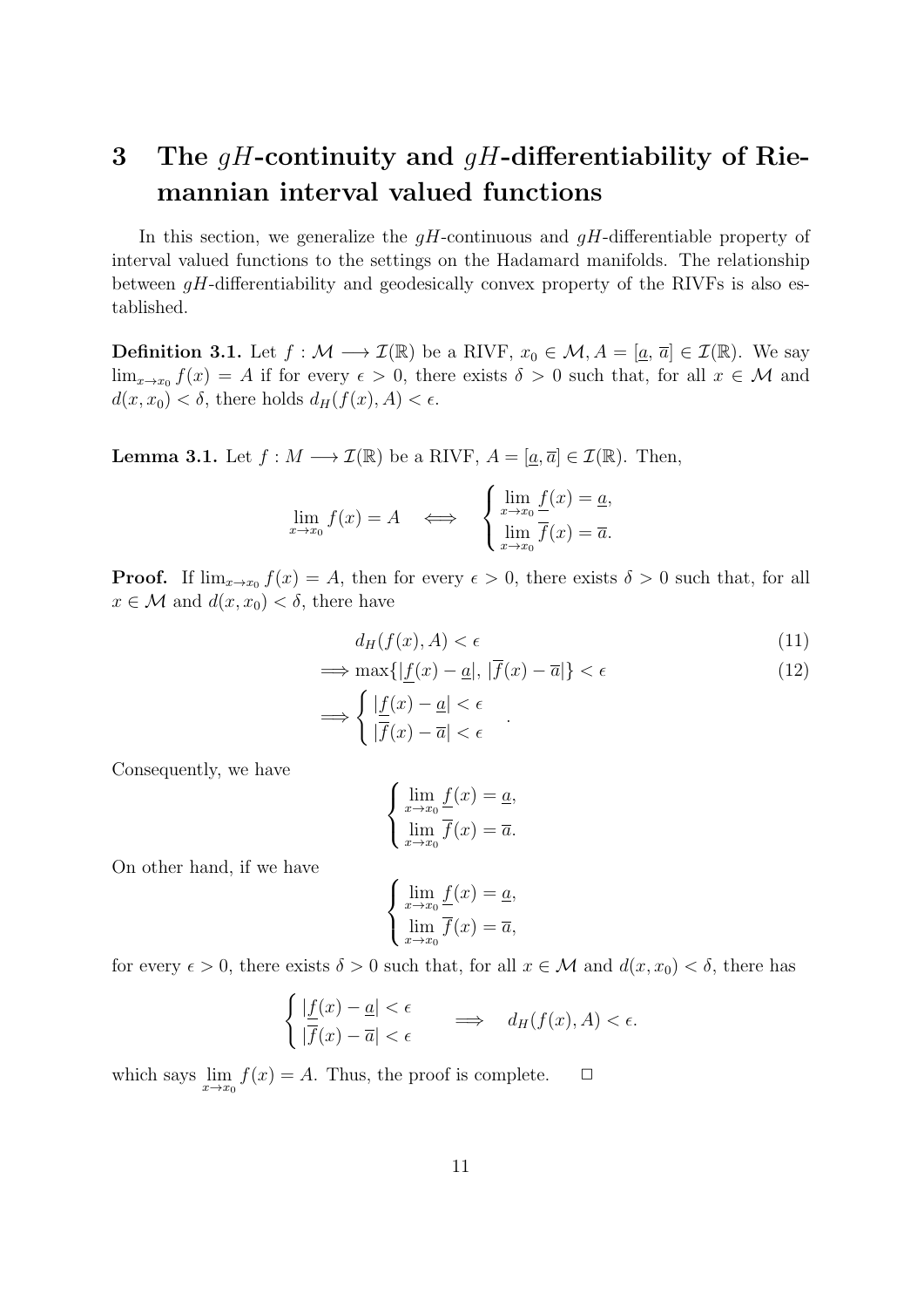# 3 The $gH$-continuity and $gH$-differentiability of Riemannian interval valued functions

In this section, we generalize the $gH$-continuous and $gH$-differentiable property of interval valued functions to the settings on the Hadamard manifolds. The relationship between $gH$-differentiability and geodesically convex property of the RIVFs is also established.

**Definition 3.1.** Let $f : \mathcal{M} \longrightarrow \mathcal{I}(\mathbb{R})$ be a RIVF, $x_0 \in \mathcal{M}, A = [\underline{a}, \overline{a}] \in \mathcal{I}(\mathbb{R})$. We say $\lim_{x \to x_0} f(x) = A$ if for every $\epsilon > 0$, there exists $\delta > 0$ such that, for all $x \in \mathcal{M}$ and $d(x, x_0) < \delta$, there holds $d_H(f(x), A) < \epsilon$.

**Lemma 3.1.** Let $f : M \longrightarrow \mathcal{I}(\mathbb{R})$ be a RIVF, $A = [\underline{a}, \overline{a}] \in \mathcal{I}(\mathbb{R})$. Then,

$$\lim_{x \to x_0} f(x) = A \quad \Longleftrightarrow \quad \begin{cases} \lim\limits_{x \to x_0} \underline{f}(x) = \underline{a}, \\ \lim\limits_{x \to x_0} \overline{f}(x) = \overline{a}. \end{cases}$$

**Proof.** If $\lim_{x \to x_0} f(x) = A$, then for every $\epsilon > 0$, there exists $\delta > 0$ such that, for all $x \in \mathcal{M}$ and $d(x, x_0) < \delta$, there have

$$d_H(f(x), A) < \epsilon \tag{11}$$

$$\Longrightarrow \max\{|\underline{f}(x) - \underline{a}|, \, |\overline{f}(x) - \overline{a}|\} < \epsilon \tag{12}$$

$$\Longrightarrow \begin{cases} |\underline{f}(x) - \underline{a}| < \epsilon \\ |\overline{f}(x) - \overline{a}| < \epsilon \end{cases}.$$

Consequently, we have

$$\begin{cases} \lim\limits_{x \to x_0} \underline{f}(x) = \underline{a}, \\ \lim\limits_{x \to x_0} \overline{f}(x) = \overline{a}. \end{cases}$$

On other hand, if we have

$$\begin{cases} \lim\limits_{x \to x_0} \underline{f}(x) = \underline{a}, \\ \lim\limits_{x \to x_0} \overline{f}(x) = \overline{a}, \end{cases}$$

for every $\epsilon > 0$, there exists $\delta > 0$ such that, for all $x \in \mathcal{M}$ and $d(x, x_0) < \delta$, there has

$$\begin{cases} |\underline{f}(x) - \underline{a}| < \epsilon \\ |\overline{f}(x) - \overline{a}| < \epsilon \end{cases} \quad \Longrightarrow \quad d_H(f(x), A) < \epsilon.$$

which says $\lim\limits_{x \to x_0} f(x) = A$. Thus, the proof is complete. $\square$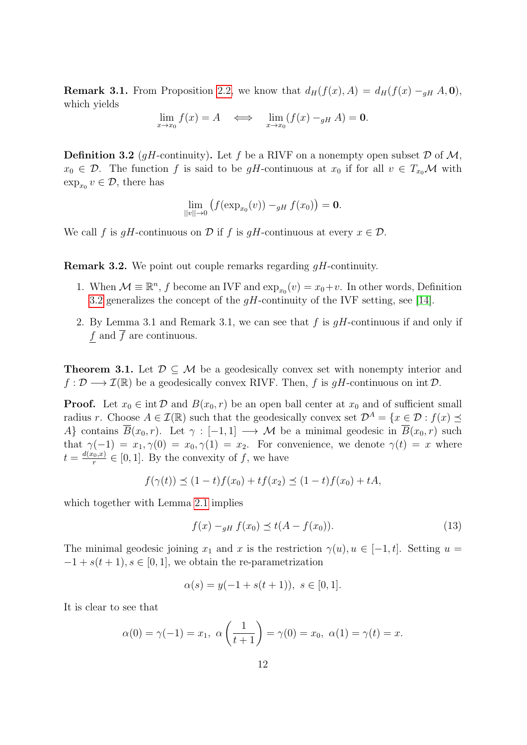**Remark 3.1.** From Proposition 2.2, we know that $d_H(f(x), A) = d_H(f(x) -_{gH} A, \mathbf{0})$, which yields

$$\lim_{x \to x_0} f(x) = A \quad \Longleftrightarrow \quad \lim_{x \to x_0} (f(x) -_{gH} A) = \mathbf{0}.$$

**Definition 3.2** ($gH$-continuity)**.** Let $f$ be a RIVF on a nonempty open subset $\mathcal{D}$ of $\mathcal{M}$, $x_0 \in \mathcal{D}$. The function $f$ is said to be $gH$-continuous at $x_0$ if for all $v \in T_{x_0}\mathcal{M}$ with $\exp_{x_0} v \in \mathcal{D}$, there has

$$\lim_{||v|| \to 0} \big( f(\exp_{x_0}(v)) -_{gH} f(x_0) \big) = \mathbf{0}.$$

We call $f$ is $gH$-continuous on $\mathcal{D}$ if $f$ is $gH$-continuous at every $x \in \mathcal{D}$.

**Remark 3.2.** We point out couple remarks regarding $gH$-continuity.

1. When $\mathcal{M} \equiv \mathbb{R}^n$, $f$ become an IVF and $\exp_{x_0}(v) = x_0 + v$. In other words, Definition 3.2 generalizes the concept of the $gH$-continuity of the IVF setting, see [14].
2. By Lemma 3.1 and Remark 3.1, we can see that $f$ is $gH$-continuous if and only if $\underline{f}$ and $\overline{f}$ are continuous.

**Theorem 3.1.** Let $\mathcal{D} \subseteq \mathcal{M}$ be a geodesically convex set with nonempty interior and $f : \mathcal{D} \longrightarrow \mathcal{I}(\mathbb{R})$ be a geodesically convex RIVF. Then, $f$ is $gH$-continuous on $\operatorname{int} \mathcal{D}$.

**Proof.** Let $x_0 \in \operatorname{int} \mathcal{D}$ and $B(x_0, r)$ be an open ball center at $x_0$ and of sufficient small radius $r$. Choose $A \in \mathcal{I}(\mathbb{R})$ such that the geodesically convex set $\mathcal{D}^A = \{x \in \mathcal{D} : f(x) \preceq A\}$ contains $\overline{B}(x_0, r)$. Let $\gamma : [-1, 1] \longrightarrow \mathcal{M}$ be a minimal geodesic in $\overline{B}(x_0, r)$ such that $\gamma(-1) = x_1, \gamma(0) = x_0, \gamma(1) = x_2$. For convenience, we denote $\gamma(t) = x$ where $t = \frac{d(x_0, x)}{r} \in [0, 1]$. By the convexity of $f$, we have

$$f(\gamma(t)) \preceq (1 - t) f(x_0) + t f(x_2) \preceq (1 - t) f(x_0) + tA,$$

which together with Lemma 2.1 implies

$$f(x) -_{gH} f(x_0) \preceq t(A - f(x_0)). \tag{13}$$

The minimal geodesic joining $x_1$ and $x$ is the restriction $\gamma(u), u \in [-1, t]$. Setting $u = -1 + s(t + 1), s \in [0, 1]$, we obtain the re-parametrization

$$\alpha(s) = y(-1 + s(t + 1)), \; s \in [0, 1].$$

It is clear to see that

$$\alpha(0) = \gamma(-1) = x_1, \; \alpha\left(\frac{1}{t + 1}\right) = \gamma(0) = x_0, \; \alpha(1) = \gamma(t) = x.$$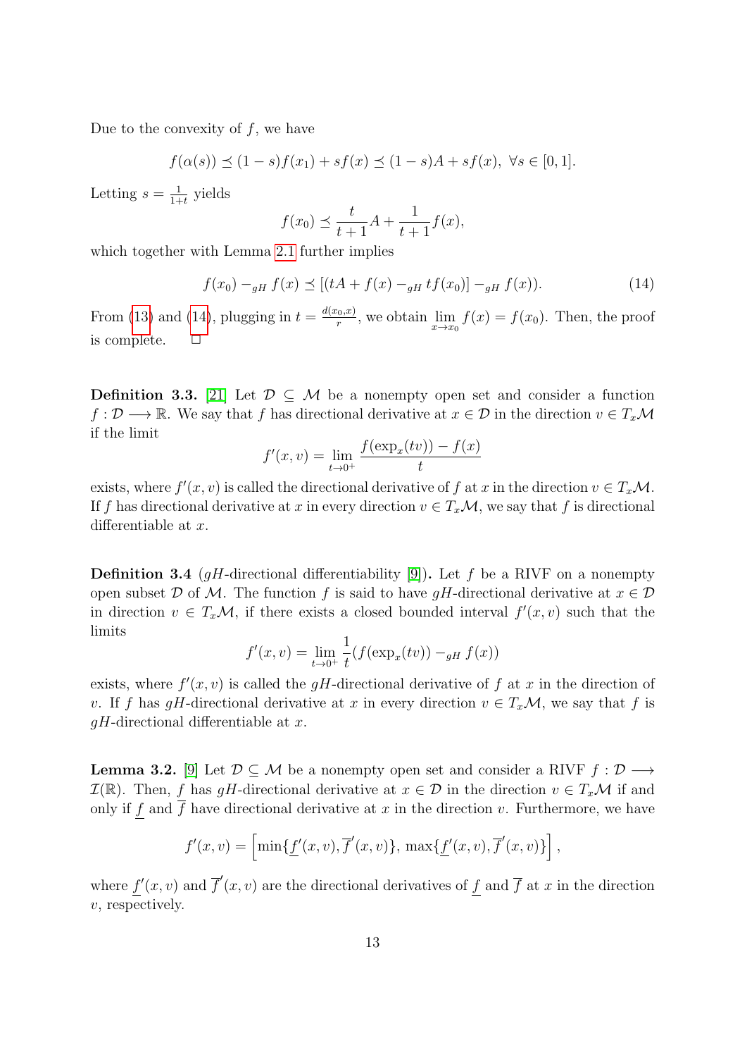Due to the convexity of $f$, we have

$$f(\alpha(s)) \preceq (1-s)f(x_1) + sf(x) \preceq (1-s)A + sf(x), \ \forall s \in [0,1].$$

Letting $s = \frac{1}{1+t}$ yields

$$f(x_0) \preceq \frac{t}{t+1}A + \frac{1}{t+1}f(x),$$

which together with Lemma 2.1 further implies

$$f(x_0) -_{gH} f(x) \preceq [(tA + f(x) -_{gH} tf(x_0)] -_{gH} f(x)). \tag{14}$$

From (13) and (14), plugging in $t = \frac{d(x_0,x)}{r}$, we obtain $\lim\limits_{x \to x_0} f(x) = f(x_0)$. Then, the proof is complete. $\square$

**Definition 3.3.** [21] Let $\mathcal{D} \subseteq \mathcal{M}$ be a nonempty open set and consider a function $f : \mathcal{D} \longrightarrow \mathbb{R}$. We say that $f$ has directional derivative at $x \in \mathcal{D}$ in the direction $v \in T_x\mathcal{M}$ if the limit

$$f'(x,v) = \lim_{t \to 0^+} \frac{f(\exp_x(tv)) - f(x)}{t}$$

exists, where $f'(x,v)$ is called the directional derivative of $f$ at $x$ in the direction $v \in T_x\mathcal{M}$. If $f$ has directional derivative at $x$ in every direction $v \in T_x\mathcal{M}$, we say that $f$ is directional differentiable at $x$.

**Definition 3.4** ($gH$-directional differentiability [9])**.** Let $f$ be a RIVF on a nonempty open subset $\mathcal{D}$ of $\mathcal{M}$. The function $f$ is said to have $gH$-directional derivative at $x \in \mathcal{D}$ in direction $v \in T_x\mathcal{M}$, if there exists a closed bounded interval $f'(x,v)$ such that the limits

$$f'(x,v) = \lim_{t \to 0^+} \frac{1}{t}(f(\exp_x(tv)) -_{gH} f(x))$$

exists, where $f'(x,v)$ is called the $gH$-directional derivative of $f$ at $x$ in the direction of $v$. If $f$ has $gH$-directional derivative at $x$ in every direction $v \in T_x\mathcal{M}$, we say that $f$ is $gH$-directional differentiable at $x$.

**Lemma 3.2.** [9] Let $\mathcal{D} \subseteq \mathcal{M}$ be a nonempty open set and consider a RIVF $f : \mathcal{D} \longrightarrow \mathcal{I}(\mathbb{R})$. Then, $f$ has $gH$-directional derivative at $x \in \mathcal{D}$ in the direction $v \in T_x\mathcal{M}$ if and only if $\underline{f}$ and $\overline{f}$ have directional derivative at $x$ in the direction $v$. Furthermore, we have

$$f'(x,v) = \left[\min\{\underline{f}'(x,v), \overline{f}'(x,v)\},\ \max\{\underline{f}'(x,v), \overline{f}'(x,v)\}\right],$$

where $\underline{f}'(x,v)$ and $\overline{f}'(x,v)$ are the directional derivatives of $\underline{f}$ and $\overline{f}$ at $x$ in the direction $v$, respectively.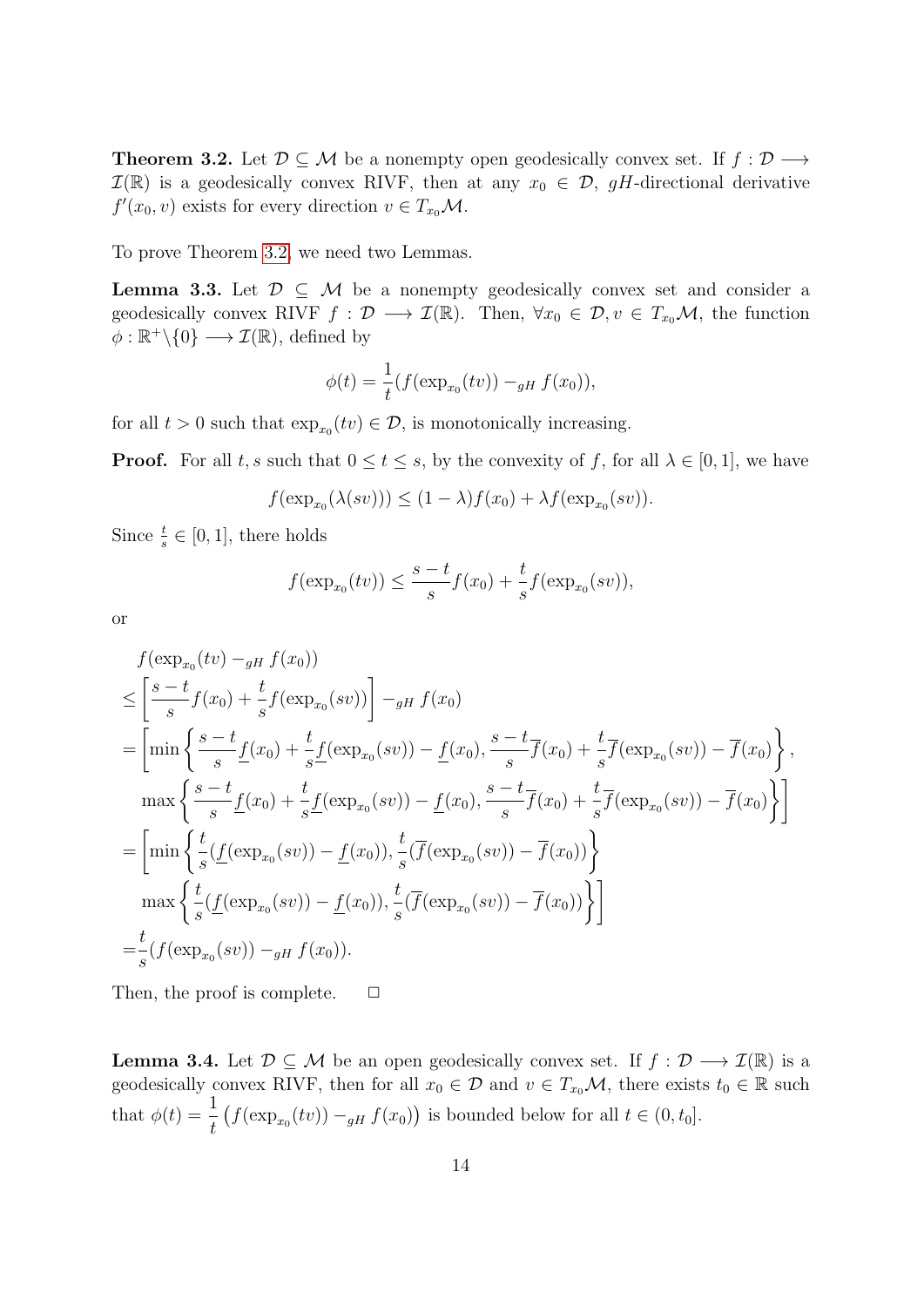**Theorem 3.2.** Let $\mathcal{D} \subseteq \mathcal{M}$ be a nonempty open geodesically convex set. If $f : \mathcal{D} \longrightarrow \mathcal{I}(\mathbb{R})$ is a geodesically convex RIVF, then at any $x_0 \in \mathcal{D}$, $gH$-directional derivative $f'(x_0, v)$ exists for every direction $v \in T_{x_0}\mathcal{M}$.

To prove Theorem 3.2, we need two Lemmas.

**Lemma 3.3.** Let $\mathcal{D} \subseteq \mathcal{M}$ be a nonempty geodesically convex set and consider a geodesically convex RIVF $f : \mathcal{D} \longrightarrow \mathcal{I}(\mathbb{R})$. Then, $\forall x_0 \in \mathcal{D}, v \in T_{x_0}\mathcal{M}$, the function $\phi : \mathbb{R}^+\backslash\{0\} \longrightarrow \mathcal{I}(\mathbb{R})$, defined by

$$\phi(t) = \frac{1}{t}(f(\exp_{x_0}(tv)) -_{gH} f(x_0)),$$

for all $t > 0$ such that $\exp_{x_0}(tv) \in \mathcal{D}$, is monotonically increasing.

**Proof.** For all $t, s$ such that $0 \leq t \leq s$, by the convexity of $f$, for all $\lambda \in [0, 1]$, we have

$$f(\exp_{x_0}(\lambda(sv))) \leq (1 - \lambda)f(x_0) + \lambda f(\exp_{x_0}(sv)).$$

Since $\frac{t}{s} \in [0, 1]$, there holds

$$f(\exp_{x_0}(tv)) \leq \frac{s-t}{s}f(x_0) + \frac{t}{s}f(\exp_{x_0}(sv)),$$

or

$$\begin{aligned}
&f(\exp_{x_0}(tv) -_{gH} f(x_0)) \\
&\leq \left[\frac{s-t}{s}f(x_0) + \frac{t}{s}f(\exp_{x_0}(sv))\right] -_{gH} f(x_0) \\
&= \left[\min\left\{\frac{s-t}{s}\underline{f}(x_0) + \frac{t}{s}\underline{f}(\exp_{x_0}(sv)) - \underline{f}(x_0), \frac{s-t}{s}\overline{f}(x_0) + \frac{t}{s}\overline{f}(\exp_{x_0}(sv)) - \overline{f}(x_0)\right\},\right. \\
&\quad \left.\max\left\{\frac{s-t}{s}\underline{f}(x_0) + \frac{t}{s}\underline{f}(\exp_{x_0}(sv)) - \underline{f}(x_0), \frac{s-t}{s}\overline{f}(x_0) + \frac{t}{s}\overline{f}(\exp_{x_0}(sv)) - \overline{f}(x_0)\right\}\right] \\
&= \left[\min\left\{\frac{t}{s}(\underline{f}(\exp_{x_0}(sv)) - \underline{f}(x_0)), \frac{t}{s}(\overline{f}(\exp_{x_0}(sv)) - \overline{f}(x_0))\right\}\right. \\
&\quad \left.\max\left\{\frac{t}{s}(\underline{f}(\exp_{x_0}(sv)) - \underline{f}(x_0)), \frac{t}{s}(\overline{f}(\exp_{x_0}(sv)) - \overline{f}(x_0))\right\}\right] \\
&= \frac{t}{s}(f(\exp_{x_0}(sv)) -_{gH} f(x_0)).
\end{aligned}$$

Then, the proof is complete. $\square$

**Lemma 3.4.** Let $\mathcal{D} \subseteq \mathcal{M}$ be an open geodesically convex set. If $f : \mathcal{D} \longrightarrow \mathcal{I}(\mathbb{R})$ is a geodesically convex RIVF, then for all $x_0 \in \mathcal{D}$ and $v \in T_{x_0}\mathcal{M}$, there exists $t_0 \in \mathbb{R}$ such that $\phi(t) = \dfrac{1}{t}\left(f(\exp_{x_0}(tv)) -_{gH} f(x_0)\right)$ is bounded below for all $t \in (0, t_0]$.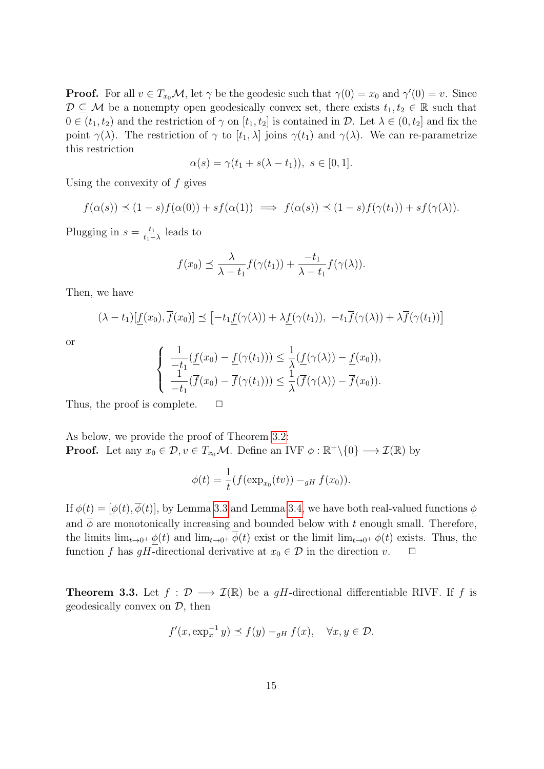**Proof.** For all $v \in T_{x_0}\mathcal{M}$, let $\gamma$ be the geodesic such that $\gamma(0) = x_0$ and $\gamma'(0) = v$. Since $\mathcal{D} \subseteq \mathcal{M}$ be a nonempty open geodesically convex set, there exists $t_1, t_2 \in \mathbb{R}$ such that $0 \in (t_1, t_2)$ and the restriction of $\gamma$ on $[t_1, t_2]$ is contained in $\mathcal{D}$. Let $\lambda \in (0, t_2]$ and fix the point $\gamma(\lambda)$. The restriction of $\gamma$ to $[t_1, \lambda]$ joins $\gamma(t_1)$ and $\gamma(\lambda)$. We can re-parametrize this restriction

$$\alpha(s) = \gamma(t_1 + s(\lambda - t_1)), \ s \in [0, 1].$$

Using the convexity of $f$ gives

$$f(\alpha(s)) \preceq (1-s)f(\alpha(0)) + sf(\alpha(1)) \implies f(\alpha(s)) \preceq (1-s)f(\gamma(t_1)) + sf(\gamma(\lambda)).$$

Plugging in $s = \frac{t_1}{t_1 - \lambda}$ leads to

$$f(x_0) \preceq \frac{\lambda}{\lambda - t_1} f(\gamma(t_1)) + \frac{-t_1}{\lambda - t_1} f(\gamma(\lambda)).$$

Then, we have

$$(\lambda - t_1)[\underline{f}(x_0), \overline{f}(x_0)] \preceq \left[-t_1 \underline{f}(\gamma(\lambda)) + \lambda \underline{f}(\gamma(t_1)),\ -t_1 \overline{f}(\gamma(\lambda)) + \lambda \overline{f}(\gamma(t_1))\right]$$

or

$$\begin{cases} \dfrac{1}{-t_1}(\underline{f}(x_0) - \underline{f}(\gamma(t_1))) \leq \dfrac{1}{\lambda}(\underline{f}(\gamma(\lambda)) - \underline{f}(x_0)), \\ \dfrac{1}{-t_1}(\overline{f}(x_0) - \overline{f}(\gamma(t_1))) \leq \dfrac{1}{\lambda}(\overline{f}(\gamma(\lambda)) - \overline{f}(x_0)). \end{cases}$$

Thus, the proof is complete. $\square$

As below, we provide the proof of Theorem 3.2:

**Proof.** Let any $x_0 \in \mathcal{D}, v \in T_{x_0}\mathcal{M}$. Define an IVF $\phi : \mathbb{R}^+ \backslash \{0\} \longrightarrow \mathcal{I}(\mathbb{R})$ by

$$\phi(t) = \frac{1}{t}(f(\exp_{x_0}(tv)) -_{gH} f(x_0)).$$

If $\phi(t) = [\underline{\phi}(t), \overline{\phi}(t)]$, by Lemma 3.3 and Lemma 3.4, we have both real-valued functions $\underline{\phi}$ and $\overline{\phi}$ are monotonically increasing and bounded below with $t$ enough small. Therefore, the limits $\lim_{t \to 0^+} \underline{\phi}(t)$ and $\lim_{t \to 0^+} \overline{\phi}(t)$ exist or the limit $\lim_{t \to 0^+} \phi(t)$ exists. Thus, the function $f$ has $gH$-directional derivative at $x_0 \in \mathcal{D}$ in the direction $v$. $\square$

**Theorem 3.3.** Let $f : \mathcal{D} \longrightarrow \mathcal{I}(\mathbb{R})$ be a $gH$-directional differentiable RIVF. If $f$ is geodesically convex on $\mathcal{D}$, then

$$f'(x, \exp_x^{-1} y) \preceq f(y) -_{gH} f(x), \quad \forall x, y \in \mathcal{D}.$$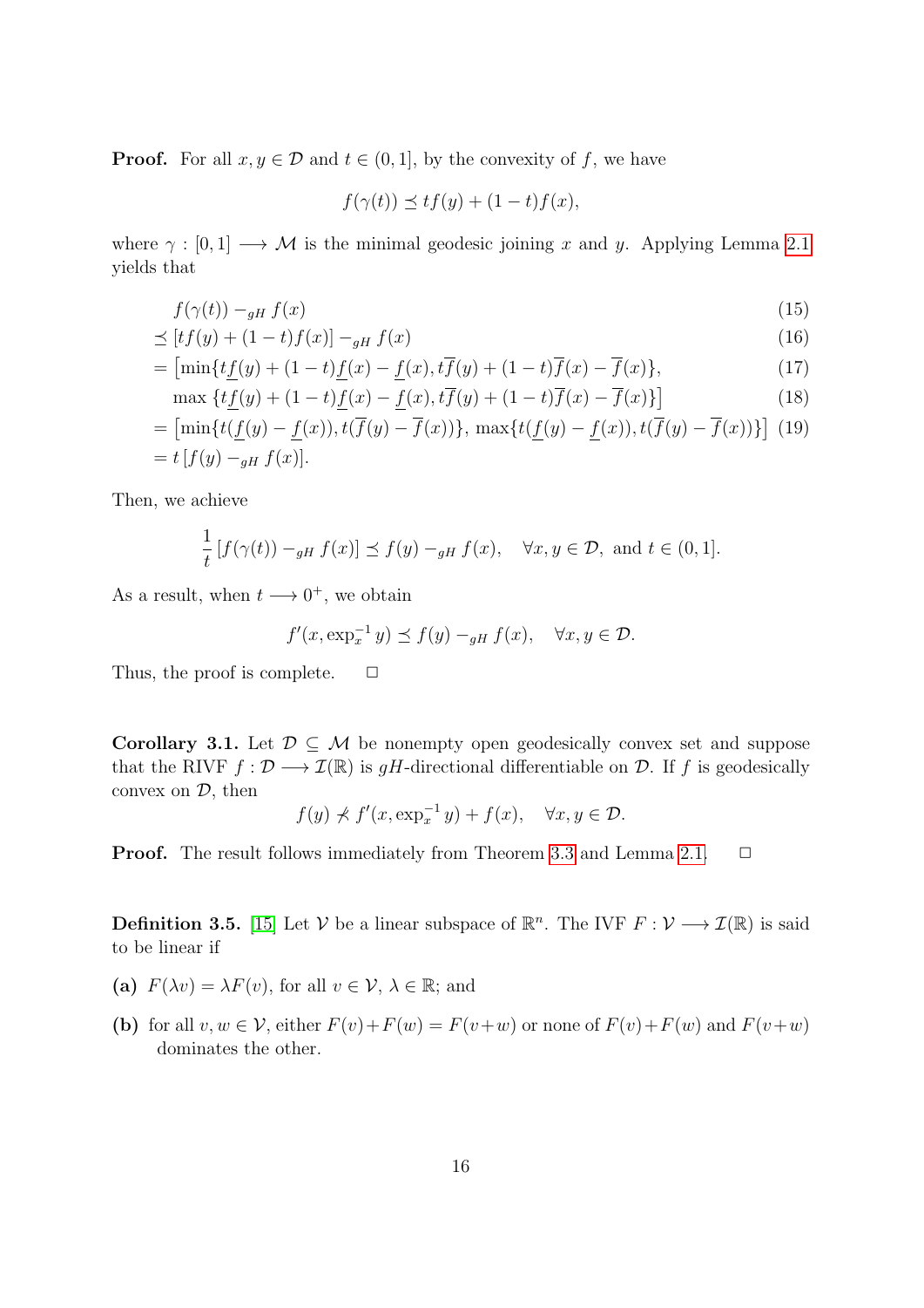**Proof.** For all $x, y \in \mathcal{D}$ and $t \in (0,1]$, by the convexity of $f$, we have

$$f(\gamma(t)) \preceq t f(y) + (1-t) f(x),$$

where $\gamma : [0,1] \longrightarrow \mathcal{M}$ is the minimal geodesic joining $x$ and $y$. Applying Lemma 2.1 yields that

$$
\begin{aligned}
& f(\gamma(t)) -_{gH} f(x) && (15)\\
& \preceq [t f(y) + (1-t) f(x)] -_{gH} f(x) && (16)\\
& = \big[\min\{t\underline{f}(y) + (1-t)\underline{f}(x) - \underline{f}(x), t\overline{f}(y) + (1-t)\overline{f}(x) - \overline{f}(x)\}, && (17)\\
& \quad \max\{t\underline{f}(y) + (1-t)\underline{f}(x) - \underline{f}(x), t\overline{f}(y) + (1-t)\overline{f}(x) - \overline{f}(x)\}\big] && (18)\\
& = \big[\min\{t(\underline{f}(y) - \underline{f}(x)), t(\overline{f}(y) - \overline{f}(x))\}, \max\{t(\underline{f}(y) - \underline{f}(x)), t(\overline{f}(y) - \overline{f}(x))\}\big] && (19)\\
& = t\,[f(y) -_{gH} f(x)].
\end{aligned}
$$

Then, we achieve

$$\frac{1}{t}\,[f(\gamma(t)) -_{gH} f(x)] \preceq f(y) -_{gH} f(x), \quad \forall x, y \in \mathcal{D}, \text{ and } t \in (0,1].$$

As a result, when $t \longrightarrow 0^+$, we obtain

$$f'(x, \exp_x^{-1} y) \preceq f(y) -_{gH} f(x), \quad \forall x, y \in \mathcal{D}.$$

Thus, the proof is complete. $\square$

**Corollary 3.1.** Let $\mathcal{D} \subseteq \mathcal{M}$ be nonempty open geodesically convex set and suppose that the RIVF $f : \mathcal{D} \longrightarrow \mathcal{I}(\mathbb{R})$ is $gH$-directional differentiable on $\mathcal{D}$. If $f$ is geodesically convex on $\mathcal{D}$, then

$$f(y) \not\prec f'(x, \exp_x^{-1} y) + f(x), \quad \forall x, y \in \mathcal{D}.$$

**Proof.** The result follows immediately from Theorem 3.3 and Lemma 2.1. $\square$

**Definition 3.5.** [15] Let $\mathcal{V}$ be a linear subspace of $\mathbb{R}^n$. The IVF $F : \mathcal{V} \longrightarrow \mathcal{I}(\mathbb{R})$ is said to be linear if

**(a)** $F(\lambda v) = \lambda F(v)$, for all $v \in \mathcal{V}$, $\lambda \in \mathbb{R}$; and

**(b)** for all $v, w \in \mathcal{V}$, either $F(v) + F(w) = F(v+w)$ or none of $F(v) + F(w)$ and $F(v+w)$ dominates the other.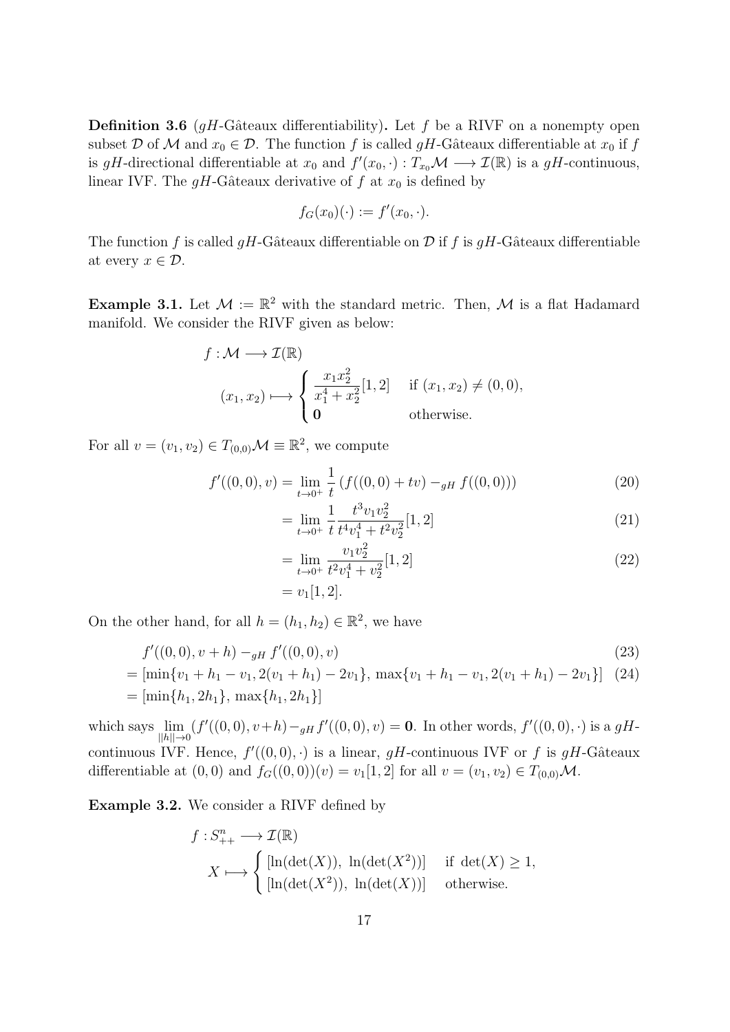**Definition 3.6** ($gH$-Gâteaux differentiability)**.** Let $f$ be a RIVF on a nonempty open subset $\mathcal{D}$ of $\mathcal{M}$ and $x_0 \in \mathcal{D}$. The function $f$ is called $gH$-Gâteaux differentiable at $x_0$ if $f$ is $gH$-directional differentiable at $x_0$ and $f'(x_0, \cdot) : T_{x_0}\mathcal{M} \longrightarrow \mathcal{I}(\mathbb{R})$ is a $gH$-continuous, linear IVF. The $gH$-Gâteaux derivative of $f$ at $x_0$ is defined by

$$f_G(x_0)(\cdot) := f'(x_0, \cdot).$$

The function $f$ is called $gH$-Gâteaux differentiable on $\mathcal{D}$ if $f$ is $gH$-Gâteaux differentiable at every $x \in \mathcal{D}$.

**Example 3.1.** Let $\mathcal{M} := \mathbb{R}^2$ with the standard metric. Then, $\mathcal{M}$ is a flat Hadamard manifold. We consider the RIVF given as below:

$$\begin{aligned} f : \mathcal{M} &\longrightarrow \mathcal{I}(\mathbb{R}) \\ (x_1, x_2) &\longmapsto \begin{cases} \dfrac{x_1 x_2^2}{x_1^4 + x_2^2}[1, 2] & \text{if } (x_1, x_2) \neq (0, 0), \\ \mathbf{0} & \text{otherwise.} \end{cases} \end{aligned}$$

For all $v = (v_1, v_2) \in T_{(0,0)}\mathcal{M} \equiv \mathbb{R}^2$, we compute

$$\begin{aligned} f'((0,0), v) &= \lim_{t \to 0^+} \frac{1}{t} \left( f((0,0) + tv) -_{gH} f((0,0)) \right) && (20) \\ &= \lim_{t \to 0^+} \frac{1}{t} \frac{t^3 v_1 v_2^2}{t^4 v_1^4 + t^2 v_2^2}[1, 2] && (21) \\ &= \lim_{t \to 0^+} \frac{v_1 v_2^2}{t^2 v_1^4 + v_2^2}[1, 2] && (22) \\ &= v_1[1, 2]. \end{aligned}$$

On the other hand, for all $h = (h_1, h_2) \in \mathbb{R}^2$, we have

$$\begin{aligned} & f'((0,0), v + h) -_{gH} f'((0,0), v) && (23) \\ &= [\min\{v_1 + h_1 - v_1, 2(v_1 + h_1) - 2v_1\}, \max\{v_1 + h_1 - v_1, 2(v_1 + h_1) - 2v_1\}] && (24) \\ &= [\min\{h_1, 2h_1\}, \max\{h_1, 2h_1\}] \end{aligned}$$

which says $\lim\limits_{\|h\| \to 0} (f'((0,0), v+h) -_{gH} f'((0,0), v) = \mathbf{0}$. In other words, $f'((0,0), \cdot)$ is a $gH$-continuous IVF. Hence, $f'((0,0), \cdot)$ is a linear, $gH$-continuous IVF or $f$ is $gH$-Gâteaux differentiable at $(0,0)$ and $f_G((0,0))(v) = v_1[1, 2]$ for all $v = (v_1, v_2) \in T_{(0,0)}\mathcal{M}$.

**Example 3.2.** We consider a RIVF defined by

$$\begin{aligned} f : S_{++}^n &\longrightarrow \mathcal{I}(\mathbb{R}) \\ X &\longmapsto \begin{cases} [\ln(\det(X)),\ \ln(\det(X^2))] & \text{if } \det(X) \geq 1, \\ [\ln(\det(X^2)),\ \ln(\det(X))] & \text{otherwise.} \end{cases} \end{aligned}$$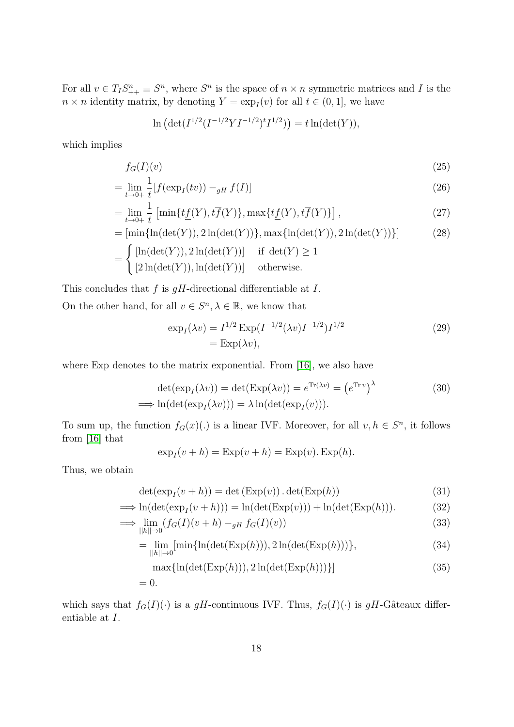For all $v \in T_I S^n_{++} \equiv S^n$, where $S^n$ is the space of $n \times n$ symmetric matrices and $I$ is the $n \times n$ identity matrix, by denoting $Y = \exp_I(v)$ for all $t \in (0,1]$, we have

$$\ln\left(\det(I^{1/2}(I^{-1/2} Y I^{-1/2})^t I^{1/2}\right) = t \ln(\det(Y)),$$

which implies

$$
\begin{aligned}
& f_G(I)(v) && (25)\\
&= \lim_{t \to 0+} \frac{1}{t}[f(\exp_I(tv)) -_{gH} f(I)] && (26)\\
&= \lim_{t \to 0+} \frac{1}{t}\left[\min\{t\underline{f}(Y), t\overline{f}(Y)\}, \max\{t\underline{f}(Y), t\overline{f}(Y)\}\right], && (27)\\
&= [\min\{\ln(\det(Y)), 2\ln(\det(Y))\}, \max\{\ln(\det(Y)), 2\ln(\det(Y))\}] && (28)\\
&= \begin{cases} [\ln(\det(Y)), 2\ln(\det(Y))] & \text{if } \det(Y) \geq 1 \\ [2\ln(\det(Y)), \ln(\det(Y))] & \text{otherwise.} \end{cases}
\end{aligned}
$$

This concludes that $f$ is $gH$-directional differentiable at $I$.

On the other hand, for all $v \in S^n, \lambda \in \mathbb{R}$, we know that

$$
\begin{aligned}
\exp_I(\lambda v) &= I^{1/2} \operatorname{Exp}(I^{-1/2}(\lambda v) I^{-1/2}) I^{1/2} \\
&= \operatorname{Exp}(\lambda v),
\end{aligned} \tag{29}
$$

where Exp denotes to the matrix exponential. From [16], we also have

$$
\begin{aligned}
&\det(\exp_I(\lambda v)) = \det(\operatorname{Exp}(\lambda v)) = e^{\operatorname{Tr}(\lambda v)} = \left(e^{\operatorname{Tr} v}\right)^{\lambda} \\
\Longrightarrow\ & \ln(\det(\exp_I(\lambda v))) = \lambda \ln(\det(\exp_I(v))).
\end{aligned} \tag{30}
$$

To sum up, the function $f_G(x)(.)$ is a linear IVF. Moreover, for all $v, h \in S^n$, it follows from [16] that

$$\exp_I(v+h) = \operatorname{Exp}(v+h) = \operatorname{Exp}(v).\operatorname{Exp}(h).$$

Thus, we obtain

$$
\begin{aligned}
& \det(\exp_I(v+h)) = \det\left(\operatorname{Exp}(v)\right).\det(\operatorname{Exp}(h)) && (31)\\
\Longrightarrow\ & \ln(\det(\exp_I(v+h))) = \ln(\det(\operatorname{Exp}(v))) + \ln(\det(\operatorname{Exp}(h))). && (32)\\
\Longrightarrow\ & \lim_{||h|| \to 0}(f_G(I)(v+h) -_{gH} f_G(I)(v)) && (33)\\
& = \lim_{||h|| \to 0}[\min\{\ln(\det(\operatorname{Exp}(h))), 2\ln(\det(\operatorname{Exp}(h)))\}, && (34)\\
& \quad \max\{\ln(\det(\operatorname{Exp}(h))), 2\ln(\det(\operatorname{Exp}(h)))\}] && (35)\\
& = 0.
\end{aligned}
$$

which says that $f_G(I)(\cdot)$ is a $gH$-continuous IVF. Thus, $f_G(I)(\cdot)$ is $gH$-Gâteaux differentiable at $I$.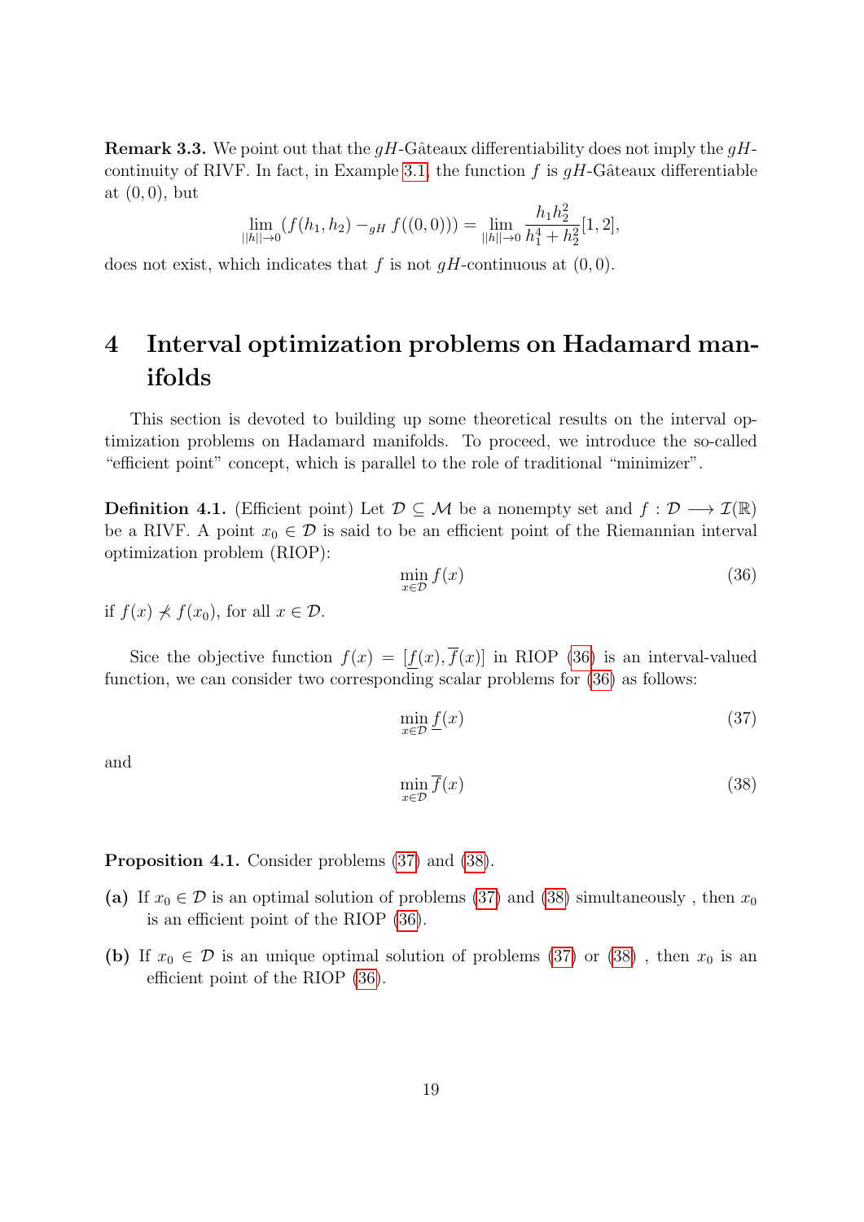**Remark 3.3.** We point out that the $gH$-Gâteaux differentiability does not imply the $gH$-continuity of RIVF. In fact, in Example 3.1, the function $f$ is $gH$-Gâteaux differentiable at $(0, 0)$, but

$$\lim_{||h||\to 0}(f(h_1, h_2) -_{gH} f((0, 0))) = \lim_{||h||\to 0}\frac{h_1 h_2^2}{h_1^4 + h_2^2}[1, 2],$$

does not exist, which indicates that $f$ is not $gH$-continuous at $(0, 0)$.

# 4 Interval optimization problems on Hadamard manifolds

This section is devoted to building up some theoretical results on the interval optimization problems on Hadamard manifolds. To proceed, we introduce the so-called "efficient point" concept, which is parallel to the role of traditional "minimizer".

**Definition 4.1.** (Efficient point) Let $\mathcal{D} \subseteq \mathcal{M}$ be a nonempty set and $f : \mathcal{D} \longrightarrow \mathcal{I}(\mathbb{R})$ be a RIVF. A point $x_0 \in \mathcal{D}$ is said to be an efficient point of the Riemannian interval optimization problem (RIOP):

$$\min_{x\in\mathcal{D}} f(x) \tag{36}$$

if $f(x) \not\prec f(x_0)$, for all $x \in \mathcal{D}$.

Sice the objective function $f(x) = [\underline{f}(x), \overline{f}(x)]$ in RIOP (36) is an interval-valued function, we can consider two corresponding scalar problems for (36) as follows:

$$\min_{x\in\mathcal{D}} \underline{f}(x) \tag{37}$$

and

$$\min_{x\in\mathcal{D}} \overline{f}(x) \tag{38}$$

**Proposition 4.1.** Consider problems (37) and (38).

**(a)** If $x_0 \in \mathcal{D}$ is an optimal solution of problems (37) and (38) simultaneously , then $x_0$ is an efficient point of the RIOP (36).

**(b)** If $x_0 \in \mathcal{D}$ is an unique optimal solution of problems (37) or (38) , then $x_0$ is an efficient point of the RIOP (36).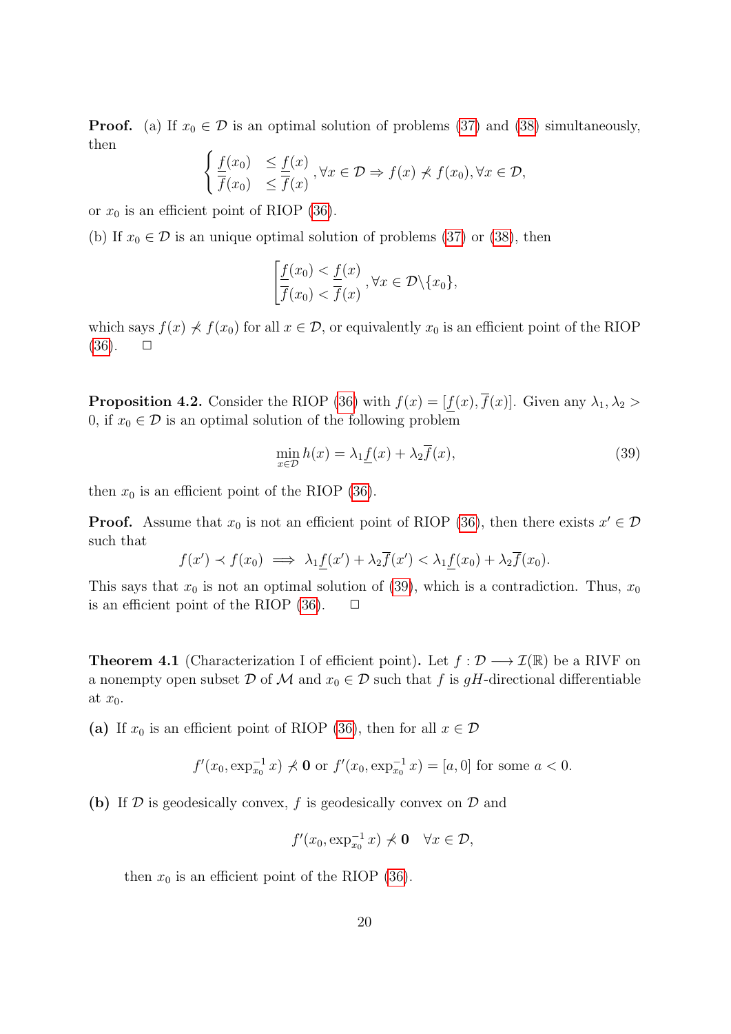**Proof.** (a) If $x_0 \in \mathcal{D}$ is an optimal solution of problems (37) and (38) simultaneously, then

$$\begin{cases} \underline{f}(x_0) & \leq \underline{f}(x) \\ \overline{f}(x_0) & \leq \overline{f}(x) \end{cases}, \forall x \in \mathcal{D} \Rightarrow f(x) \not\prec f(x_0), \forall x \in \mathcal{D},$$

or $x_0$ is an efficient point of RIOP (36).

(b) If $x_0 \in \mathcal{D}$ is an unique optimal solution of problems (37) or (38), then

$$\begin{bmatrix} \underline{f}(x_0) < \underline{f}(x) \\ \overline{f}(x_0) < \overline{f}(x) \end{bmatrix}, \forall x \in \mathcal{D} \backslash \{x_0\},$$

which says $f(x) \not\prec f(x_0)$ for all $x \in \mathcal{D}$, or equivalently $x_0$ is an efficient point of the RIOP (36). $\square$

**Proposition 4.2.** Consider the RIOP (36) with $f(x) = [\underline{f}(x), \overline{f}(x)]$. Given any $\lambda_1, \lambda_2 > 0$, if $x_0 \in \mathcal{D}$ is an optimal solution of the following problem

$$\min_{x \in \mathcal{D}} h(x) = \lambda_1 \underline{f}(x) + \lambda_2 \overline{f}(x), \tag{39}$$

then $x_0$ is an efficient point of the RIOP (36).

**Proof.** Assume that $x_0$ is not an efficient point of RIOP (36), then there exists $x' \in \mathcal{D}$ such that

$$f(x') \prec f(x_0) \implies \lambda_1 \underline{f}(x') + \lambda_2 \overline{f}(x') < \lambda_1 \underline{f}(x_0) + \lambda_2 \overline{f}(x_0).$$

This says that $x_0$ is not an optimal solution of (39), which is a contradiction. Thus, $x_0$ is an efficient point of the RIOP (36). $\square$

**Theorem 4.1** (Characterization I of efficient point)**.** Let $f : \mathcal{D} \longrightarrow \mathcal{I}(\mathbb{R})$ be a RIVF on a nonempty open subset $\mathcal{D}$ of $\mathcal{M}$ and $x_0 \in \mathcal{D}$ such that $f$ is $gH$-directional differentiable at $x_0$.

**(a)** If $x_0$ is an efficient point of RIOP (36), then for all $x \in \mathcal{D}$

$$f'(x_0, \exp_{x_0}^{-1} x) \not\prec \mathbf{0} \text{ or } f'(x_0, \exp_{x_0}^{-1} x) = [a, 0] \text{ for some } a < 0.$$

**(b)** If $\mathcal{D}$ is geodesically convex, $f$ is geodesically convex on $\mathcal{D}$ and

$$f'(x_0, \exp_{x_0}^{-1} x) \not\prec \mathbf{0} \quad \forall x \in \mathcal{D},$$

then $x_0$ is an efficient point of the RIOP (36).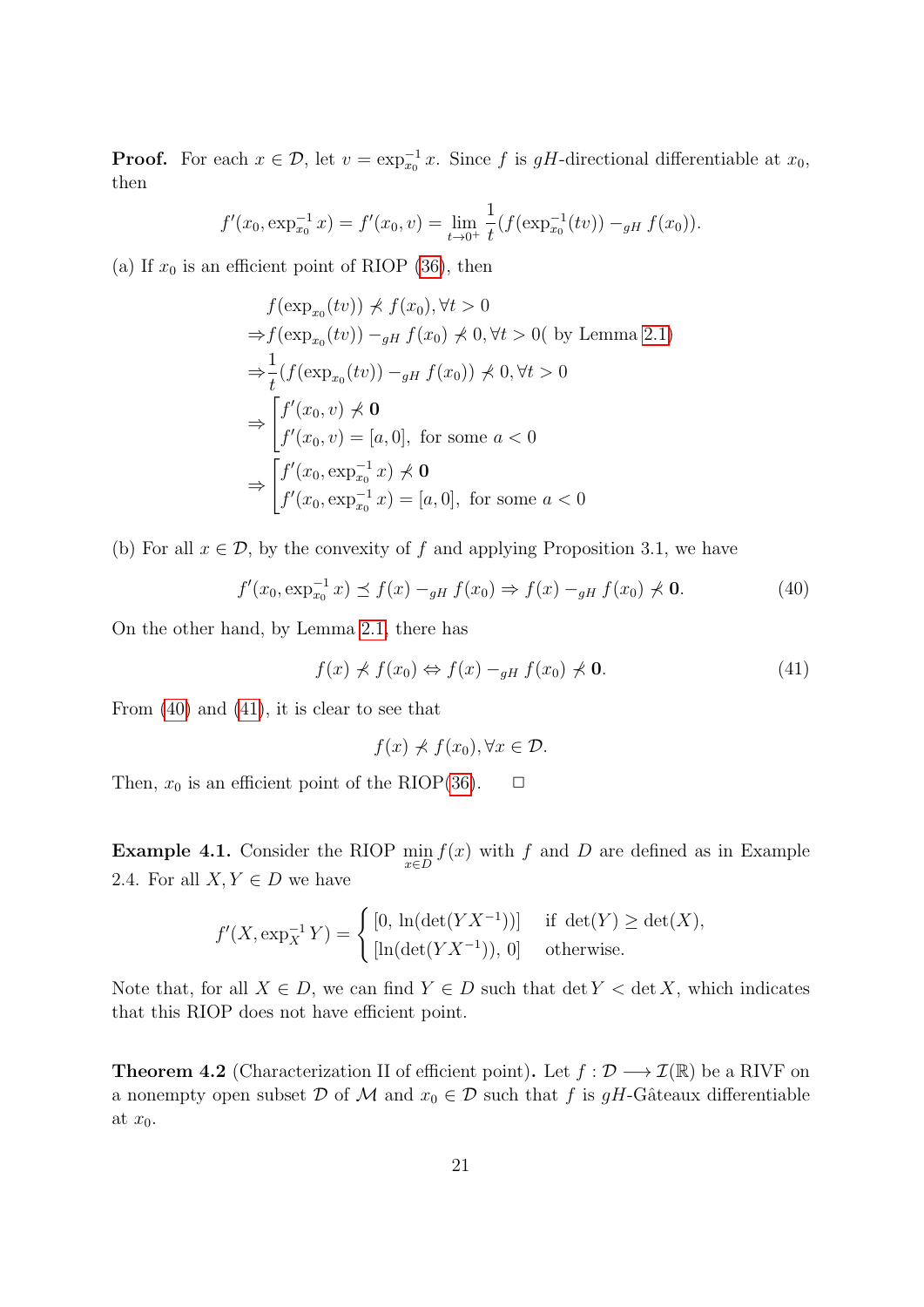**Proof.** For each $x \in \mathcal{D}$, let $v = \exp_{x_0}^{-1} x$. Since $f$ is $gH$-directional differentiable at $x_0$, then

$$f'(x_0, \exp_{x_0}^{-1} x) = f'(x_0, v) = \lim_{t \to 0^+} \frac{1}{t}(f(\exp_{x_0}^{-1}(tv)) -_{gH} f(x_0)).$$

(a) If $x_0$ is an efficient point of RIOP (36), then

$$\begin{aligned}
& f(\exp_{x_0}(tv)) \not\prec f(x_0), \forall t > 0 \\
\Rightarrow & f(\exp_{x_0}(tv)) -_{gH} f(x_0) \not\prec 0, \forall t > 0 (\text{ by Lemma 2.1}) \\
\Rightarrow & \frac{1}{t}(f(\exp_{x_0}(tv)) -_{gH} f(x_0)) \not\prec 0, \forall t > 0 \\
\Rightarrow & \begin{cases} f'(x_0, v) \not\prec \mathbf{0} \\ f'(x_0, v) = [a, 0], \text{ for some } a < 0 \end{cases} \\
\Rightarrow & \begin{cases} f'(x_0, \exp_{x_0}^{-1} x) \not\prec \mathbf{0} \\ f'(x_0, \exp_{x_0}^{-1} x) = [a, 0], \text{ for some } a < 0 \end{cases}
\end{aligned}$$

(b) For all $x \in \mathcal{D}$, by the convexity of $f$ and applying Proposition 3.1, we have

$$f'(x_0, \exp_{x_0}^{-1} x) \preceq f(x) -_{gH} f(x_0) \Rightarrow f(x) -_{gH} f(x_0) \not\prec \mathbf{0}. \tag{40}$$

On the other hand, by Lemma 2.1, there has

$$f(x) \not\prec f(x_0) \Leftrightarrow f(x) -_{gH} f(x_0) \not\prec \mathbf{0}. \tag{41}$$

From (40) and (41), it is clear to see that

$$f(x) \not\prec f(x_0), \forall x \in \mathcal{D}.$$

Then, $x_0$ is an efficient point of the RIOP(36). $\square$

**Example 4.1.** Consider the RIOP $\min_{x \in D} f(x)$ with $f$ and $D$ are defined as in Example 2.4. For all $X, Y \in D$ we have

$$f'(X, \exp_X^{-1} Y) = \begin{cases} [0, \ln(\det(YX^{-1}))] & \text{if } \det(Y) \geq \det(X), \\ [\ln(\det(YX^{-1})), 0] & \text{otherwise.} \end{cases}$$

Note that, for all $X \in D$, we can find $Y \in D$ such that $\det Y < \det X$, which indicates that this RIOP does not have efficient point.

**Theorem 4.2** (Characterization II of efficient point)**.** Let $f : \mathcal{D} \longrightarrow \mathcal{I}(\mathbb{R})$ be a RIVF on a nonempty open subset $\mathcal{D}$ of $\mathcal{M}$ and $x_0 \in \mathcal{D}$ such that $f$ is $gH$-Gâteaux differentiable at $x_0$.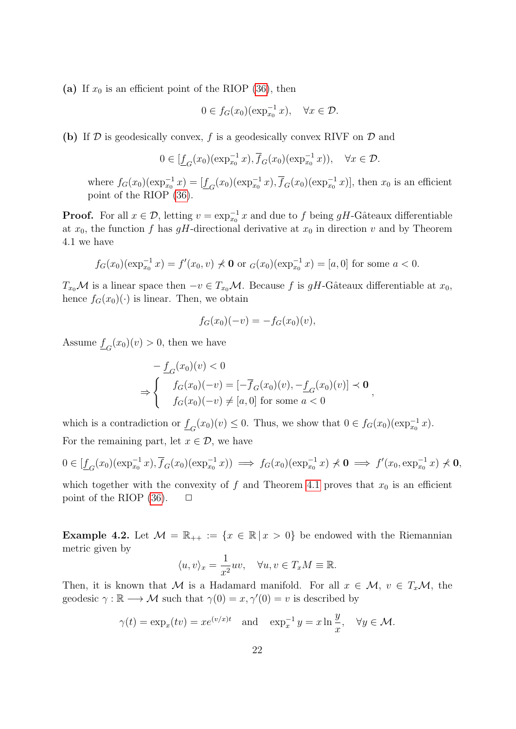**(a)** If $x_0$ is an efficient point of the RIOP (36), then

$$0 \in f_G(x_0)(\exp_{x_0}^{-1} x), \quad \forall x \in \mathcal{D}.$$

**(b)** If $\mathcal{D}$ is geodesically convex, $f$ is a geodesically convex RIVF on $\mathcal{D}$ and

$$0 \in [\underline{f}_G(x_0)(\exp_{x_0}^{-1} x), \overline{f}_G(x_0)(\exp_{x_0}^{-1} x)), \quad \forall x \in \mathcal{D}.$$

where $f_G(x_0)(\exp_{x_0}^{-1} x) = [\underline{f}_G(x_0)(\exp_{x_0}^{-1} x), \overline{f}_G(x_0)(\exp_{x_0}^{-1} x)]$, then $x_0$ is an efficient point of the RIOP (36).

**Proof.** For all $x \in \mathcal{D}$, letting $v = \exp_{x_0}^{-1} x$ and due to $f$ being $gH$-Gâteaux differentiable at $x_0$, the function $f$ has $gH$-directional derivative at $x_0$ in direction $v$ and by Theorem 4.1 we have

$$f_G(x_0)(\exp_{x_0}^{-1} x) = f'(x_0, v) \not\prec \mathbf{0} \text{ or } {}_G(x_0)(\exp_{x_0}^{-1} x) = [a, 0] \text{ for some } a < 0.$$

$T_{x_0}\mathcal{M}$ is a linear space then $-v \in T_{x_0}\mathcal{M}$. Because $f$ is $gH$-Gâteaux differentiable at $x_0$, hence $f_G(x_0)(\cdot)$ is linear. Then, we obtain

$$f_G(x_0)(-v) = -f_G(x_0)(v),$$

Assume $\underline{f}_G(x_0)(v) > 0$, then we have

$$\begin{aligned} & -\underline{f}_G(x_0)(v) < 0 \\ \Rightarrow & \begin{cases} f_G(x_0)(-v) = [-\overline{f}_G(x_0)(v), -\underline{f}_G(x_0)(v)] \prec \mathbf{0} \\ f_G(x_0)(-v) \neq [a, 0] \text{ for some } a < 0 \end{cases}, \end{aligned}$$

which is a contradiction or $\underline{f}_G(x_0)(v) \leq 0$. Thus, we show that $0 \in f_G(x_0)(\exp_{x_0}^{-1} x)$.

For the remaining part, let $x \in \mathcal{D}$, we have

$$0 \in [\underline{f}_G(x_0)(\exp_{x_0}^{-1} x), \overline{f}_G(x_0)(\exp_{x_0}^{-1} x)) \implies f_G(x_0)(\exp_{x_0}^{-1} x) \not\prec \mathbf{0} \implies f'(x_0, \exp_{x_0}^{-1} x) \not\prec \mathbf{0},$$

which together with the convexity of $f$ and Theorem 4.1 proves that $x_0$ is an efficient point of the RIOP (36). $\square$

**Example 4.2.** Let $\mathcal{M} = \mathbb{R}_{++} := \{x \in \mathbb{R} \,|\, x > 0\}$ be endowed with the Riemannian metric given by

$$\langle u, v \rangle_x = \frac{1}{x^2} uv, \quad \forall u, v \in T_x M \equiv \mathbb{R}.$$

Then, it is known that $\mathcal{M}$ is a Hadamard manifold. For all $x \in \mathcal{M}$, $v \in T_x\mathcal{M}$, the geodesic $\gamma : \mathbb{R} \longrightarrow \mathcal{M}$ such that $\gamma(0) = x, \gamma'(0) = v$ is described by

$$\gamma(t) = \exp_x(tv) = xe^{(v/x)t} \quad \text{and} \quad \exp_x^{-1} y = x \ln \frac{y}{x}, \quad \forall y \in \mathcal{M}.$$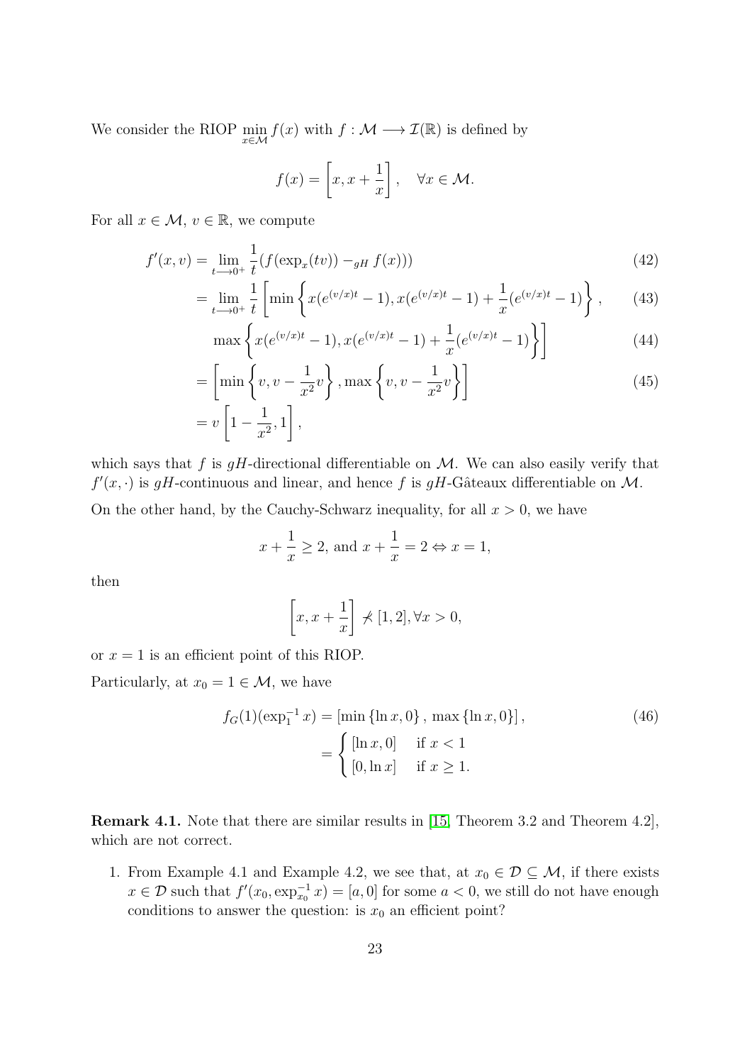We consider the RIOP $\min_{x \in \mathcal{M}} f(x)$ with $f : \mathcal{M} \longrightarrow \mathcal{I}(\mathbb{R})$ is defined by

$$f(x) = \left[x, x + \frac{1}{x}\right], \quad \forall x \in \mathcal{M}.$$

For all $x \in \mathcal{M}$, $v \in \mathbb{R}$, we compute

$$\begin{aligned}
f'(x, v) &= \lim_{t \longrightarrow 0^+} \frac{1}{t}(f(\exp_x(tv)) -_{gH} f(x))) && (42)\\
&= \lim_{t \longrightarrow 0^+} \frac{1}{t}\left[\min\left\{x(e^{(v/x)t} - 1), x(e^{(v/x)t} - 1) + \frac{1}{x}(e^{(v/x)t} - 1)\right\},\right. && (43)\\
&\quad \left.\max\left\{x(e^{(v/x)t} - 1), x(e^{(v/x)t} - 1) + \frac{1}{x}(e^{(v/x)t} - 1)\right\}\right] && (44)\\
&= \left[\min\left\{v, v - \frac{1}{x^2}v\right\}, \max\left\{v, v - \frac{1}{x^2}v\right\}\right] && (45)\\
&= v\left[1 - \frac{1}{x^2}, 1\right],
\end{aligned}$$

which says that $f$ is $gH$-directional differentiable on $\mathcal{M}$. We can also easily verify that $f'(x, \cdot)$ is $gH$-continuous and linear, and hence $f$ is $gH$-Gâteaux differentiable on $\mathcal{M}$.

On the other hand, by the Cauchy-Schwarz inequality, for all $x > 0$, we have

$$x + \frac{1}{x} \geq 2, \text{ and } x + \frac{1}{x} = 2 \Leftrightarrow x = 1,$$

then

$$\left[x, x + \frac{1}{x}\right] \not\prec [1, 2], \forall x > 0,$$

or $x = 1$ is an efficient point of this RIOP.

Particularly, at $x_0 = 1 \in \mathcal{M}$, we have

$$\begin{aligned}
f_G(1)(\exp_1^{-1} x) &= [\min\{\ln x, 0\}, \max\{\ln x, 0\}], && (46)\\
&= \begin{cases} [\ln x, 0] & \text{if } x < 1 \\ [0, \ln x] & \text{if } x \geq 1. \end{cases}
\end{aligned}$$

**Remark 4.1.** Note that there are similar results in [15, Theorem 3.2 and Theorem 4.2], which are not correct.

1. From Example 4.1 and Example 4.2, we see that, at $x_0 \in \mathcal{D} \subseteq \mathcal{M}$, if there exists $x \in \mathcal{D}$ such that $f'(x_0, \exp_{x_0}^{-1} x) = [a, 0]$ for some $a < 0$, we still do not have enough conditions to answer the question: is $x_0$ an efficient point?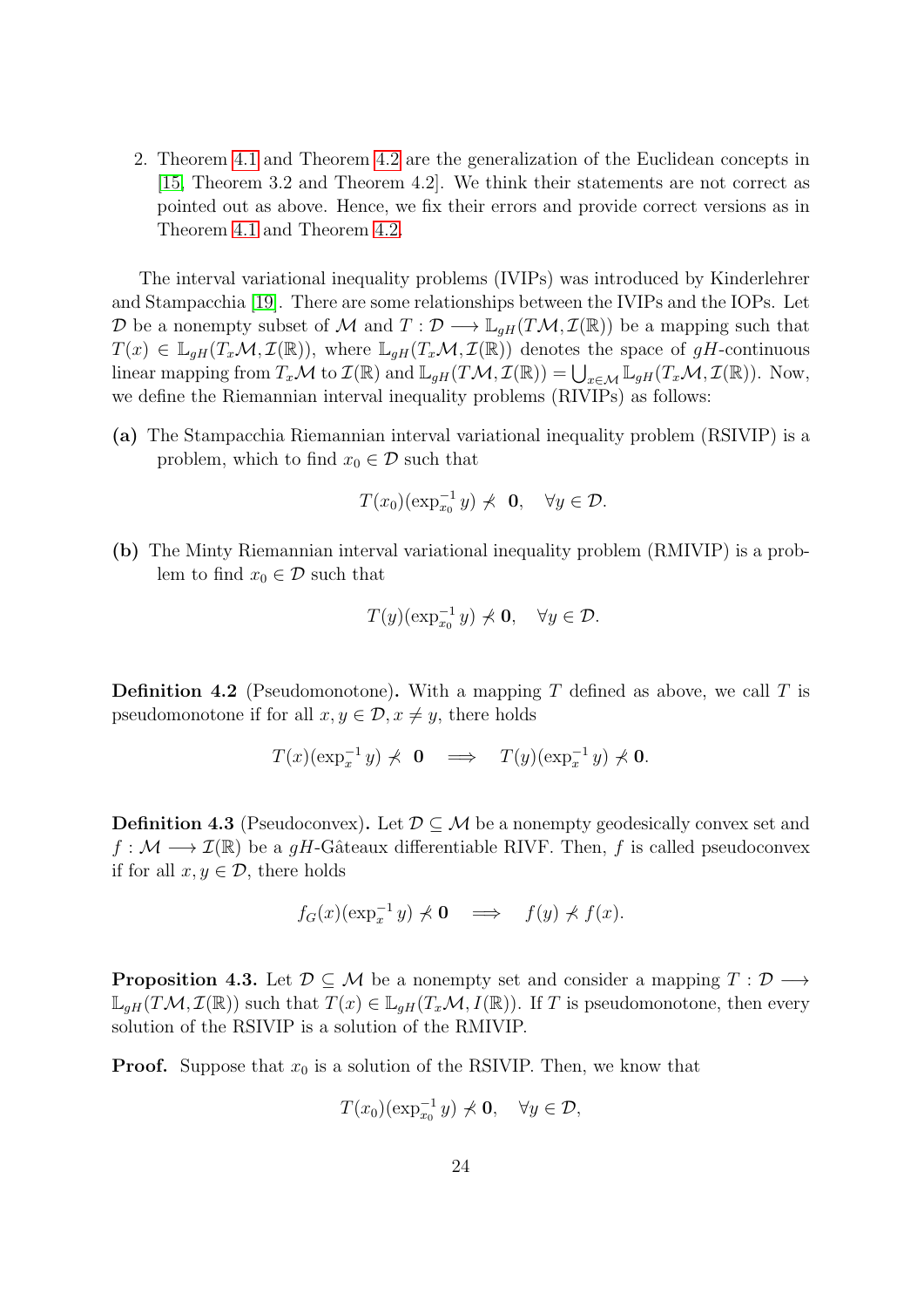2. Theorem 4.1 and Theorem 4.2 are the generalization of the Euclidean concepts in [15, Theorem 3.2 and Theorem 4.2]. We think their statements are not correct as pointed out as above. Hence, we fix their errors and provide correct versions as in Theorem 4.1 and Theorem 4.2.

The interval variational inequality problems (IVIPs) was introduced by Kinderlehrer and Stampacchia [19]. There are some relationships between the IVIPs and the IOPs. Let $\mathcal{D}$ be a nonempty subset of $\mathcal{M}$ and $T : \mathcal{D} \longrightarrow \mathbb{L}_{gH}(T\mathcal{M}, \mathcal{I}(\mathbb{R}))$ be a mapping such that $T(x) \in \mathbb{L}_{gH}(T_x\mathcal{M}, \mathcal{I}(\mathbb{R}))$, where $\mathbb{L}_{gH}(T_x\mathcal{M}, \mathcal{I}(\mathbb{R}))$ denotes the space of $gH$-continuous linear mapping from $T_x\mathcal{M}$ to $\mathcal{I}(\mathbb{R})$ and $\mathbb{L}_{gH}(T\mathcal{M}, \mathcal{I}(\mathbb{R})) = \bigcup_{x\in\mathcal{M}} \mathbb{L}_{gH}(T_x\mathcal{M}, \mathcal{I}(\mathbb{R}))$. Now, we define the Riemannian interval inequality problems (RIVIPs) as follows:

**(a)** The Stampacchia Riemannian interval variational inequality problem (RSIVIP) is a problem, which to find $x_0 \in \mathcal{D}$ such that

$$T(x_0)(\exp_{x_0}^{-1} y) \not\prec \mathbf{0}, \quad \forall y \in \mathcal{D}.$$

**(b)** The Minty Riemannian interval variational inequality problem (RMIVIP) is a problem to find $x_0 \in \mathcal{D}$ such that

$$T(y)(\exp_{x_0}^{-1} y) \not\prec \mathbf{0}, \quad \forall y \in \mathcal{D}.$$

**Definition 4.2** (Pseudomonotone)**.** With a mapping $T$ defined as above, we call $T$ is pseudomonotone if for all $x, y \in \mathcal{D}, x \neq y$, there holds

$$T(x)(\exp_x^{-1} y) \not\prec \mathbf{0} \quad \Longrightarrow \quad T(y)(\exp_x^{-1} y) \not\prec \mathbf{0}.$$

**Definition 4.3** (Pseudoconvex)**.** Let $\mathcal{D} \subseteq \mathcal{M}$ be a nonempty geodesically convex set and $f : \mathcal{M} \longrightarrow \mathcal{I}(\mathbb{R})$ be a $gH$-Gâteaux differentiable RIVF. Then, $f$ is called pseudoconvex if for all $x, y \in \mathcal{D}$, there holds

$$f_G(x)(\exp_x^{-1} y) \not\prec \mathbf{0} \quad \Longrightarrow \quad f(y) \not\prec f(x).$$

**Proposition 4.3.** Let $\mathcal{D} \subseteq \mathcal{M}$ be a nonempty set and consider a mapping $T : \mathcal{D} \longrightarrow \mathbb{L}_{gH}(T\mathcal{M}, \mathcal{I}(\mathbb{R}))$ such that $T(x) \in \mathbb{L}_{gH}(T_x\mathcal{M}, I(\mathbb{R}))$. If $T$ is pseudomonotone, then every solution of the RSIVIP is a solution of the RMIVIP.

**Proof.** Suppose that $x_0$ is a solution of the RSIVIP. Then, we know that

$$T(x_0)(\exp_{x_0}^{-1} y) \not\prec \mathbf{0}, \quad \forall y \in \mathcal{D},$$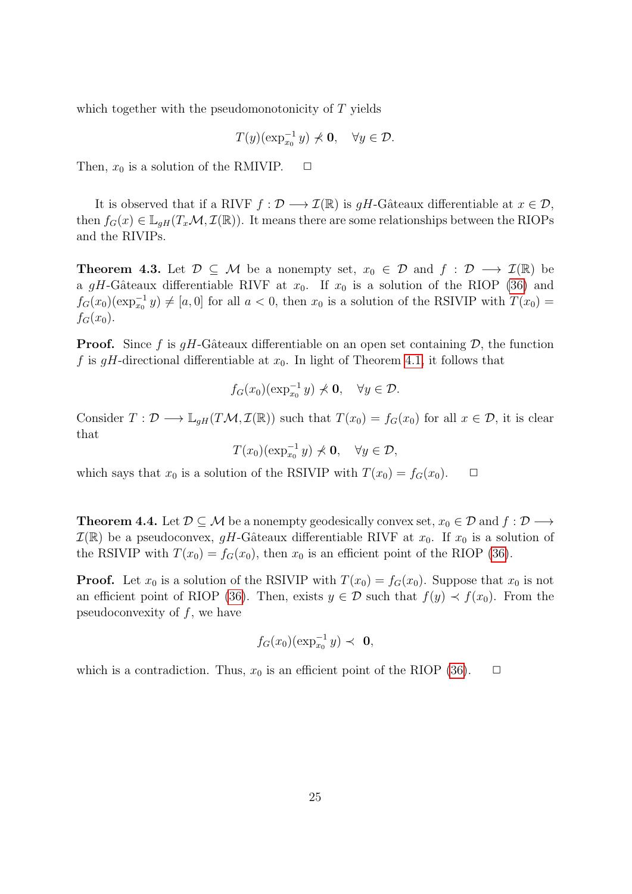which together with the pseudomonotonicity of $T$ yields

$$T(y)(\exp_{x_0}^{-1} y) \not\prec \mathbf{0}, \quad \forall y \in \mathcal{D}.$$

Then, $x_0$ is a solution of the RMIVIP. $\quad\square$

It is observed that if a RIVF $f : \mathcal{D} \longrightarrow \mathcal{I}(\mathbb{R})$ is $gH$-Gâteaux differentiable at $x \in \mathcal{D}$, then $f_G(x) \in \mathbb{L}_{gH}(T_x\mathcal{M}, \mathcal{I}(\mathbb{R}))$. It means there are some relationships between the RIOPs and the RIVIPs.

**Theorem 4.3.** Let $\mathcal{D} \subseteq \mathcal{M}$ be a nonempty set, $x_0 \in \mathcal{D}$ and $f : \mathcal{D} \longrightarrow \mathcal{I}(\mathbb{R})$ be a $gH$-Gâteaux differentiable RIVF at $x_0$. If $x_0$ is a solution of the RIOP (36) and $f_G(x_0)(\exp_{x_0}^{-1} y) \neq [a, 0]$ for all $a < 0$, then $x_0$ is a solution of the RSIVIP with $T(x_0) = f_G(x_0)$.

**Proof.** Since $f$ is $gH$-Gâteaux differentiable on an open set containing $\mathcal{D}$, the function $f$ is $gH$-directional differentiable at $x_0$. In light of Theorem 4.1, it follows that

$$f_G(x_0)(\exp_{x_0}^{-1} y) \not\prec \mathbf{0}, \quad \forall y \in \mathcal{D}.$$

Consider $T : \mathcal{D} \longrightarrow \mathbb{L}_{gH}(T\mathcal{M}, \mathcal{I}(\mathbb{R}))$ such that $T(x_0) = f_G(x_0)$ for all $x \in \mathcal{D}$, it is clear that

$$T(x_0)(\exp_{x_0}^{-1} y) \not\prec \mathbf{0}, \quad \forall y \in \mathcal{D},$$

which says that $x_0$ is a solution of the RSIVIP with $T(x_0) = f_G(x_0)$. $\quad\square$

**Theorem 4.4.** Let $\mathcal{D} \subseteq \mathcal{M}$ be a nonempty geodesically convex set, $x_0 \in \mathcal{D}$ and $f : \mathcal{D} \longrightarrow \mathcal{I}(\mathbb{R})$ be a pseudoconvex, $gH$-Gâteaux differentiable RIVF at $x_0$. If $x_0$ is a solution of the RSIVIP with $T(x_0) = f_G(x_0)$, then $x_0$ is an efficient point of the RIOP (36).

**Proof.** Let $x_0$ is a solution of the RSIVIP with $T(x_0) = f_G(x_0)$. Suppose that $x_0$ is not an efficient point of RIOP (36). Then, exists $y \in \mathcal{D}$ such that $f(y) \prec f(x_0)$. From the pseudoconvexity of $f$, we have

$$f_G(x_0)(\exp_{x_0}^{-1} y) \prec \mathbf{0},$$

which is a contradiction. Thus, $x_0$ is an efficient point of the RIOP (36). $\quad\square$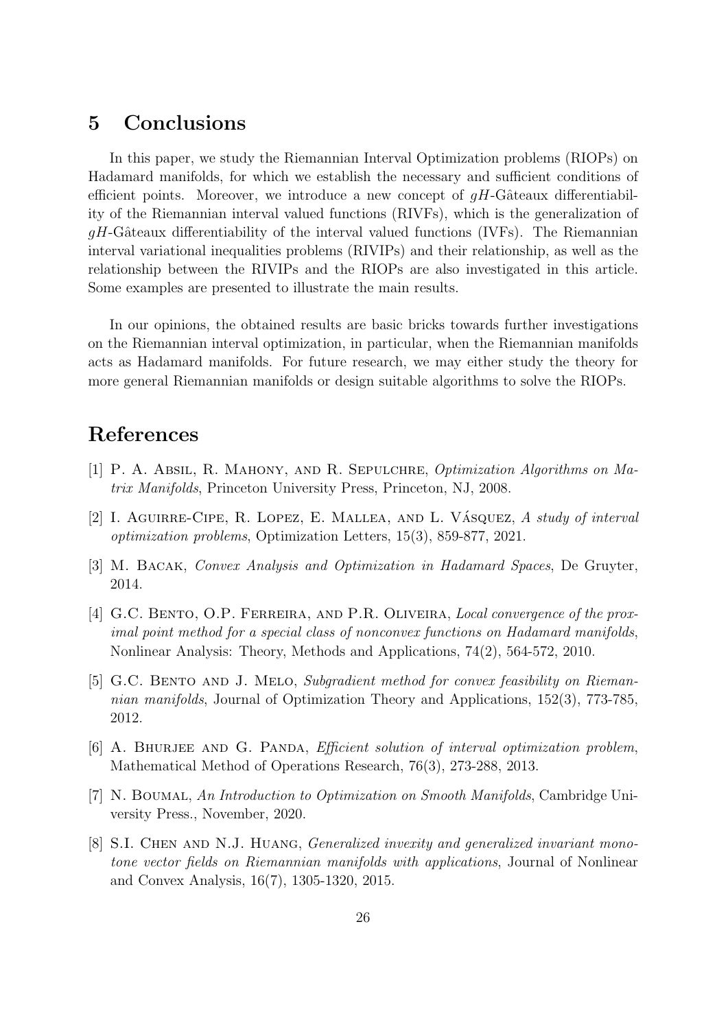# 5 Conclusions

In this paper, we study the Riemannian Interval Optimization problems (RIOPs) on Hadamard manifolds, for which we establish the necessary and sufficient conditions of efficient points. Moreover, we introduce a new concept of $gH$-Gâteaux differentiability of the Riemannian interval valued functions (RIVFs), which is the generalization of $gH$-Gâteaux differentiability of the interval valued functions (IVFs). The Riemannian interval variational inequalities problems (RIVIPs) and their relationship, as well as the relationship between the RIVIPs and the RIOPs are also investigated in this article. Some examples are presented to illustrate the main results.

In our opinions, the obtained results are basic bricks towards further investigations on the Riemannian interval optimization, in particular, when the Riemannian manifolds acts as Hadamard manifolds. For future research, we may either study the theory for more general Riemannian manifolds or design suitable algorithms to solve the RIOPs.

# References

[1] P. A. Absil, R. Mahony, and R. Sepulchre, *Optimization Algorithms on Matrix Manifolds*, Princeton University Press, Princeton, NJ, 2008.

[2] I. Aguirre-Cipe, R. Lopez, E. Mallea, and L. Vásquez, *A study of interval optimization problems*, Optimization Letters, 15(3), 859-877, 2021.

[3] M. Bacak, *Convex Analysis and Optimization in Hadamard Spaces*, De Gruyter, 2014.

[4] G.C. Bento, O.P. Ferreira, and P.R. Oliveira, *Local convergence of the proximal point method for a special class of nonconvex functions on Hadamard manifolds*, Nonlinear Analysis: Theory, Methods and Applications, 74(2), 564-572, 2010.

[5] G.C. Bento and J. Melo, *Subgradient method for convex feasibility on Riemannian manifolds*, Journal of Optimization Theory and Applications, 152(3), 773-785, 2012.

[6] A. Bhurjee and G. Panda, *Efficient solution of interval optimization problem*, Mathematical Method of Operations Research, 76(3), 273-288, 2013.

[7] N. Boumal, *An Introduction to Optimization on Smooth Manifolds*, Cambridge University Press., November, 2020.

[8] S.I. Chen and N.J. Huang, *Generalized invexity and generalized invariant monotone vector fields on Riemannian manifolds with applications*, Journal of Nonlinear and Convex Analysis, 16(7), 1305-1320, 2015.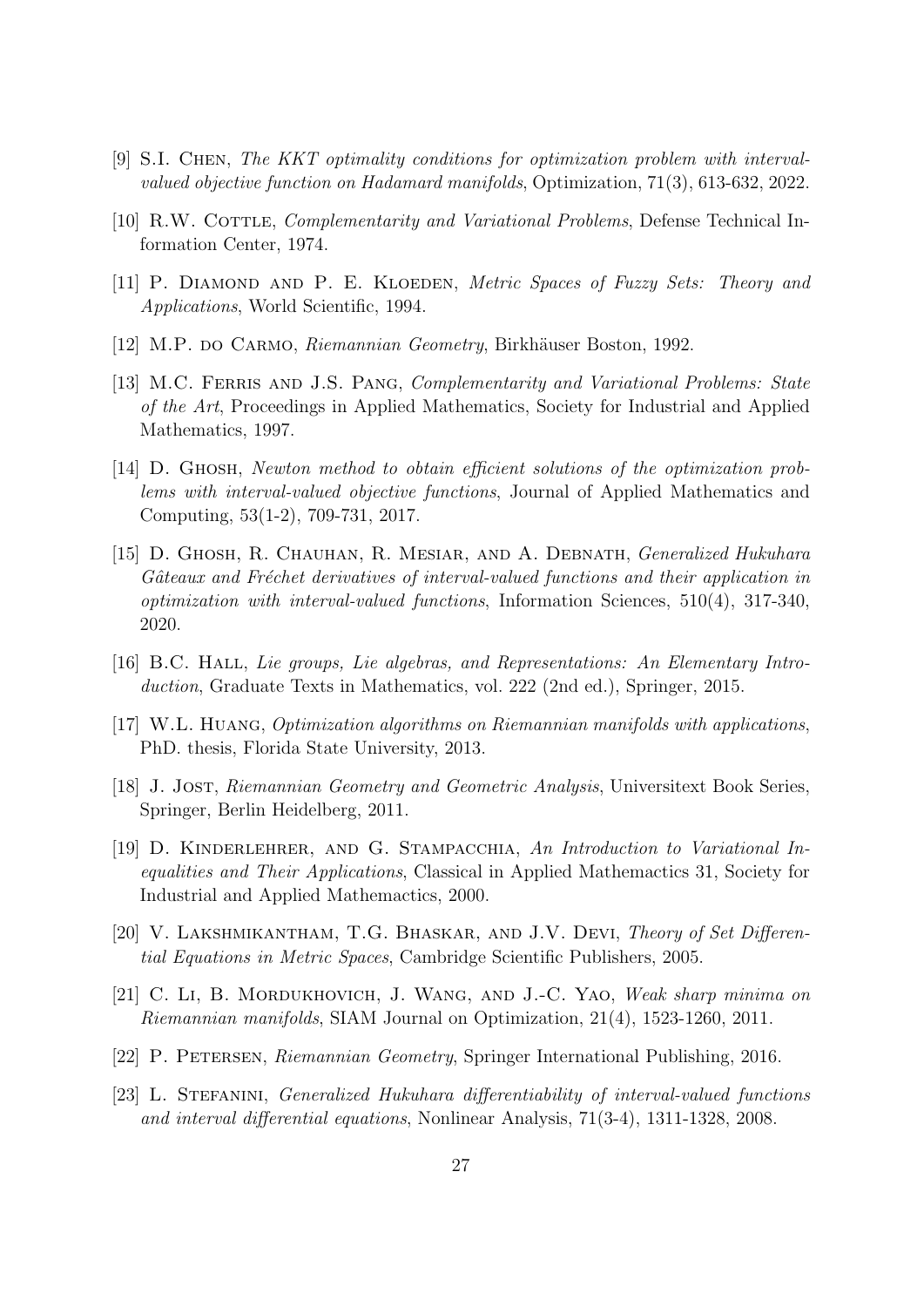[9] S.I. Chen, *The KKT optimality conditions for optimization problem with interval-valued objective function on Hadamard manifolds*, Optimization, 71(3), 613-632, 2022.

[10] R.W. Cottle, *Complementarity and Variational Problems*, Defense Technical Information Center, 1974.

[11] P. Diamond and P. E. Kloeden, *Metric Spaces of Fuzzy Sets: Theory and Applications*, World Scientific, 1994.

[12] M.P. do Carmo, *Riemannian Geometry*, Birkhäuser Boston, 1992.

[13] M.C. Ferris and J.S. Pang, *Complementarity and Variational Problems: State of the Art*, Proceedings in Applied Mathematics, Society for Industrial and Applied Mathematics, 1997.

[14] D. Ghosh, *Newton method to obtain efficient solutions of the optimization problems with interval-valued objective functions*, Journal of Applied Mathematics and Computing, 53(1-2), 709-731, 2017.

[15] D. Ghosh, R. Chauhan, R. Mesiar, and A. Debnath, *Generalized Hukuhara Gâteaux and Fréchet derivatives of interval-valued functions and their application in optimization with interval-valued functions*, Information Sciences, 510(4), 317-340, 2020.

[16] B.C. Hall, *Lie groups, Lie algebras, and Representations: An Elementary Introduction*, Graduate Texts in Mathematics, vol. 222 (2nd ed.), Springer, 2015.

[17] W.L. Huang, *Optimization algorithms on Riemannian manifolds with applications*, PhD. thesis, Florida State University, 2013.

[18] J. Jost, *Riemannian Geometry and Geometric Analysis*, Universitext Book Series, Springer, Berlin Heidelberg, 2011.

[19] D. Kinderlehrer, and G. Stampacchia, *An Introduction to Variational Inequalities and Their Applications*, Classical in Applied Mathemactics 31, Society for Industrial and Applied Mathemactics, 2000.

[20] V. Lakshmikantham, T.G. Bhaskar, and J.V. Devi, *Theory of Set Differential Equations in Metric Spaces*, Cambridge Scientific Publishers, 2005.

[21] C. Li, B. Mordukhovich, J. Wang, and J.-C. Yao, *Weak sharp minima on Riemannian manifolds*, SIAM Journal on Optimization, 21(4), 1523-1260, 2011.

[22] P. Petersen, *Riemannian Geometry*, Springer International Publishing, 2016.

[23] L. Stefanini, *Generalized Hukuhara differentiability of interval-valued functions and interval differential equations*, Nonlinear Analysis, 71(3-4), 1311-1328, 2008.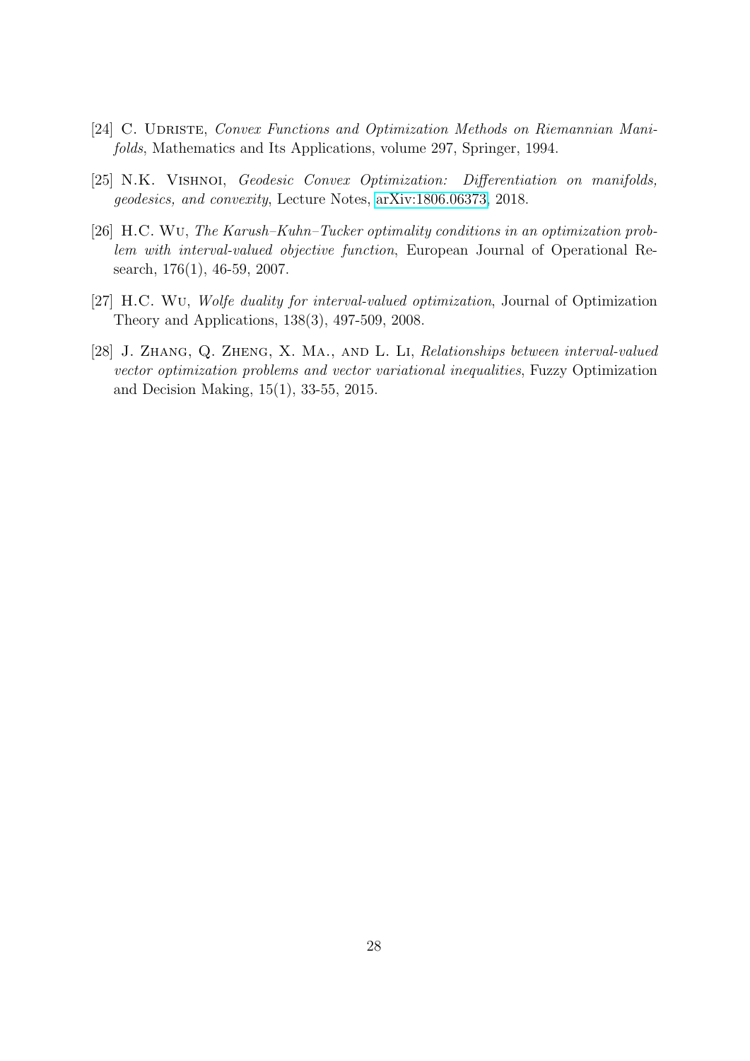[24] C. Udriste, *Convex Functions and Optimization Methods on Riemannian Manifolds*, Mathematics and Its Applications, volume 297, Springer, 1994.

[25] N.K. Vishnoi, *Geodesic Convex Optimization: Differentiation on manifolds, geodesics, and convexity*, Lecture Notes, arXiv:1806.06373, 2018.

[26] H.C. Wu, *The Karush–Kuhn–Tucker optimality conditions in an optimization problem with interval-valued objective function*, European Journal of Operational Research, 176(1), 46-59, 2007.

[27] H.C. Wu, *Wolfe duality for interval-valued optimization*, Journal of Optimization Theory and Applications, 138(3), 497-509, 2008.

[28] J. Zhang, Q. Zheng, X. Ma., and L. Li, *Relationships between interval-valued vector optimization problems and vector variational inequalities*, Fuzzy Optimization and Decision Making, 15(1), 33-55, 2015.